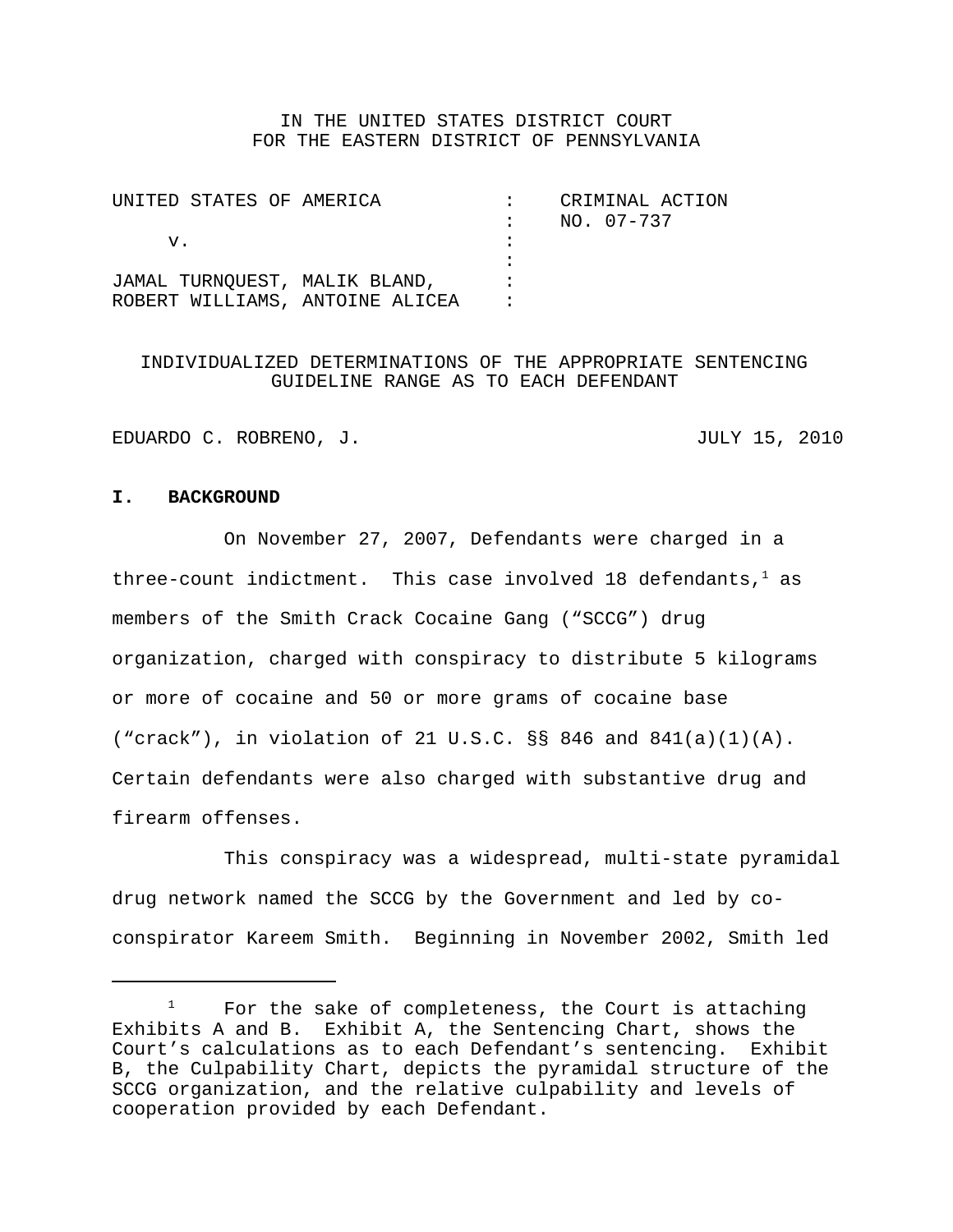IN THE UNITED STATES DISTRICT COURT
FOR THE EASTERN DISTRICT OF PENNSYLVANIA

| | | |
|---|---|---|
| UNITED STATES OF AMERICA | : | CRIMINAL ACTION |
| | : | NO. 07-737 |
| v. | : | |
| | : | |
| JAMAL TURNQUEST, MALIK BLAND, | : | |
| ROBERT WILLIAMS, ANTOINE ALICEA | : | |

INDIVIDUALIZED DETERMINATIONS OF THE APPROPRIATE SENTENCING GUIDELINE RANGE AS TO EACH DEFENDANT

EDUARDO C. ROBRENO, J. JULY 15, 2010

## I. BACKGROUND

On November 27, 2007, Defendants were charged in a three-count indictment. This case involved 18 defendants,[1] as members of the Smith Crack Cocaine Gang ("SCCG") drug organization, charged with conspiracy to distribute 5 kilograms or more of cocaine and 50 or more grams of cocaine base ("crack"), in violation of 21 U.S.C. §§ 846 and 841(a)(1)(A). Certain defendants were also charged with substantive drug and firearm offenses.

This conspiracy was a widespread, multi-state pyramidal drug network named the SCCG by the Government and led by co-conspirator Kareem Smith. Beginning in November 2002, Smith led

---

[1] For the sake of completeness, the Court is attaching Exhibits A and B. Exhibit A, the Sentencing Chart, shows the Court's calculations as to each Defendant's sentencing. Exhibit B, the Culpability Chart, depicts the pyramidal structure of the SCCG organization, and the relative culpability and levels of cooperation provided by each Defendant.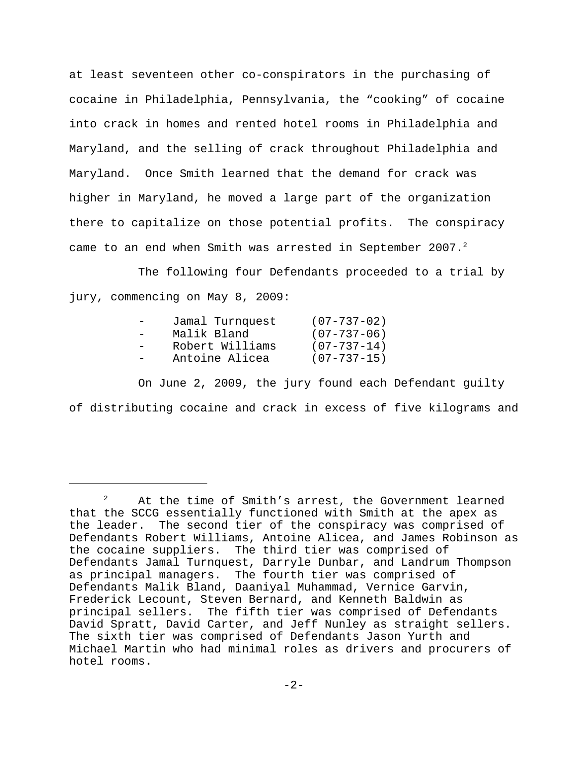at least seventeen other co-conspirators in the purchasing of cocaine in Philadelphia, Pennsylvania, the "cooking" of cocaine into crack in homes and rented hotel rooms in Philadelphia and Maryland, and the selling of crack throughout Philadelphia and Maryland. Once Smith learned that the demand for crack was higher in Maryland, he moved a large part of the organization there to capitalize on those potential profits. The conspiracy came to an end when Smith was arrested in September 2007.[2]

The following four Defendants proceeded to a trial by jury, commencing on May 8, 2009:

- Jamal Turnquest (07-737-02)
- Malik Bland (07-737-06)
- Robert Williams (07-737-14)
- Antoine Alicea (07-737-15)

On June 2, 2009, the jury found each Defendant guilty of distributing cocaine and crack in excess of five kilograms and

---

[2] At the time of Smith's arrest, the Government learned that the SCCG essentially functioned with Smith at the apex as the leader. The second tier of the conspiracy was comprised of Defendants Robert Williams, Antoine Alicea, and James Robinson as the cocaine suppliers. The third tier was comprised of Defendants Jamal Turnquest, Darryle Dunbar, and Landrum Thompson as principal managers. The fourth tier was comprised of Defendants Malik Bland, Daaniyal Muhammad, Vernice Garvin, Frederick Lecount, Steven Bernard, and Kenneth Baldwin as principal sellers. The fifth tier was comprised of Defendants David Spratt, David Carter, and Jeff Nunley as straight sellers. The sixth tier was comprised of Defendants Jason Yurth and Michael Martin who had minimal roles as drivers and procurers of hotel rooms.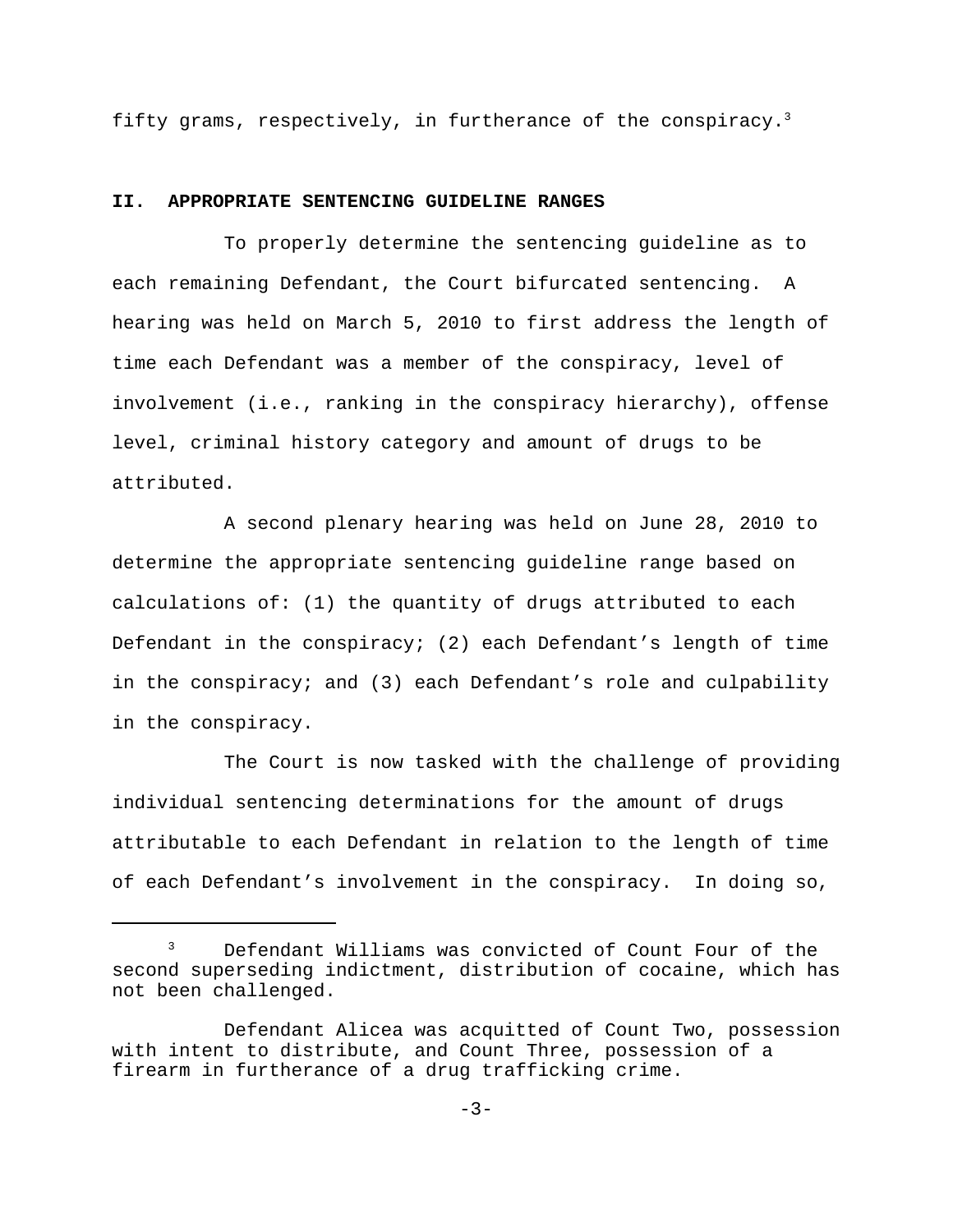fifty grams, respectively, in furtherance of the conspiracy.[3]

## II. APPROPRIATE SENTENCING GUIDELINE RANGES

To properly determine the sentencing guideline as to each remaining Defendant, the Court bifurcated sentencing. A hearing was held on March 5, 2010 to first address the length of time each Defendant was a member of the conspiracy, level of involvement (i.e., ranking in the conspiracy hierarchy), offense level, criminal history category and amount of drugs to be attributed.

A second plenary hearing was held on June 28, 2010 to determine the appropriate sentencing guideline range based on calculations of: (1) the quantity of drugs attributed to each Defendant in the conspiracy; (2) each Defendant's length of time in the conspiracy; and (3) each Defendant's role and culpability in the conspiracy.

The Court is now tasked with the challenge of providing individual sentencing determinations for the amount of drugs attributable to each Defendant in relation to the length of time of each Defendant's involvement in the conspiracy. In doing so,

---

[3] Defendant Williams was convicted of Count Four of the second superseding indictment, distribution of cocaine, which has not been challenged.

Defendant Alicea was acquitted of Count Two, possession with intent to distribute, and Count Three, possession of a firearm in furtherance of a drug trafficking crime.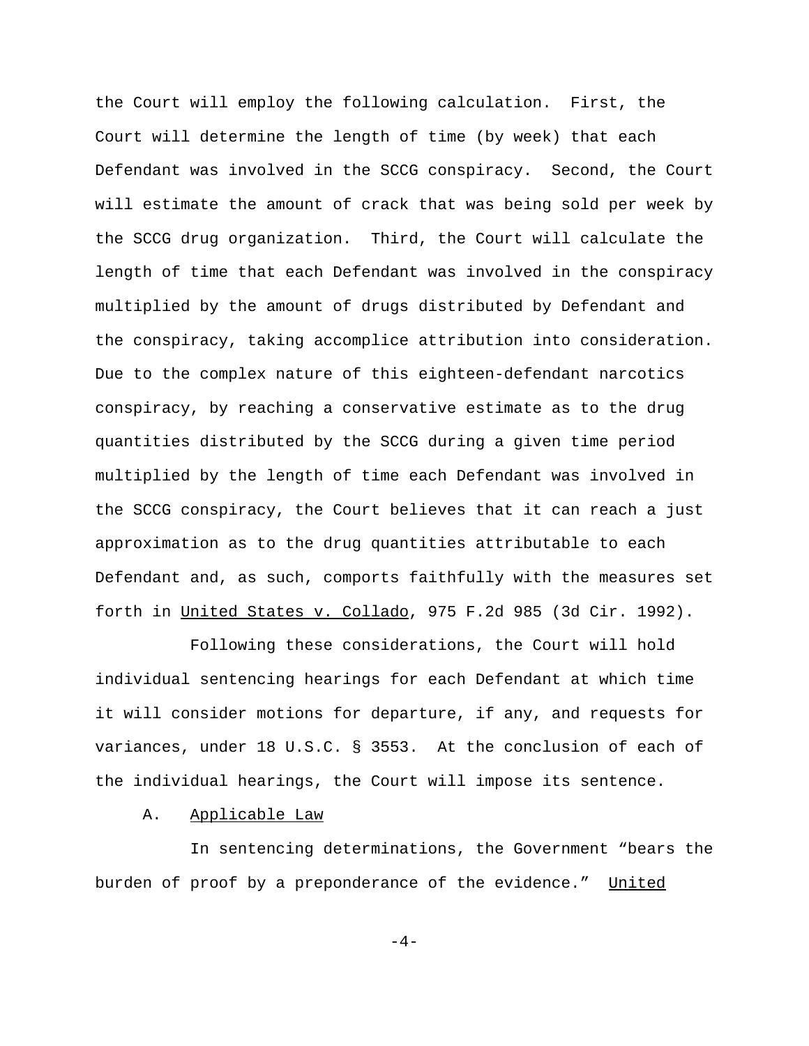the Court will employ the following calculation. First, the Court will determine the length of time (by week) that each Defendant was involved in the SCCG conspiracy. Second, the Court will estimate the amount of crack that was being sold per week by the SCCG drug organization. Third, the Court will calculate the length of time that each Defendant was involved in the conspiracy multiplied by the amount of drugs distributed by Defendant and the conspiracy, taking accomplice attribution into consideration. Due to the complex nature of this eighteen-defendant narcotics conspiracy, by reaching a conservative estimate as to the drug quantities distributed by the SCCG during a given time period multiplied by the length of time each Defendant was involved in the SCCG conspiracy, the Court believes that it can reach a just approximation as to the drug quantities attributable to each Defendant and, as such, comports faithfully with the measures set forth in United States v. Collado, 975 F.2d 985 (3d Cir. 1992).

Following these considerations, the Court will hold individual sentencing hearings for each Defendant at which time it will consider motions for departure, if any, and requests for variances, under 18 U.S.C. § 3553. At the conclusion of each of the individual hearings, the Court will impose its sentence.

### A. Applicable Law

In sentencing determinations, the Government "bears the burden of proof by a preponderance of the evidence." United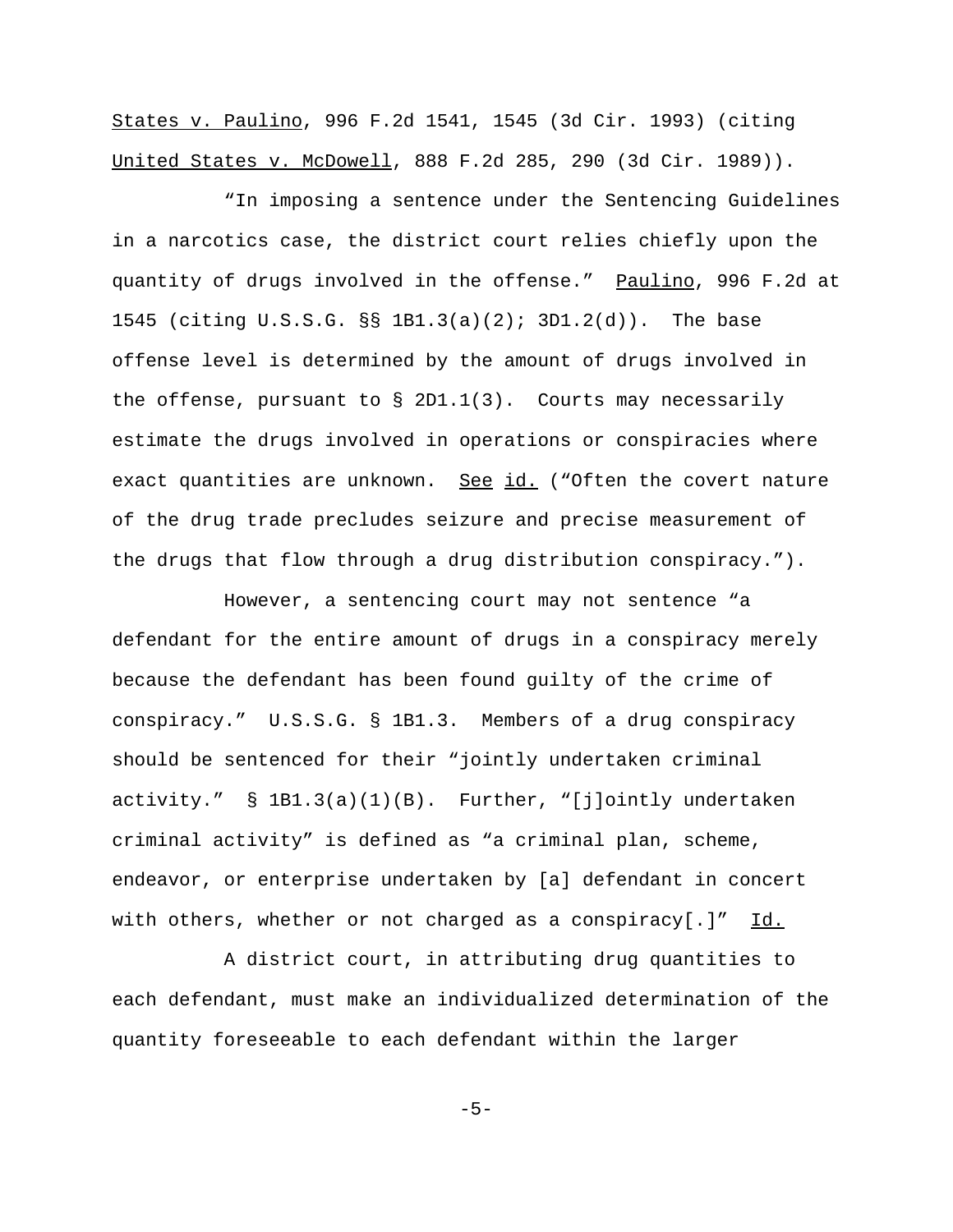States v. Paulino, 996 F.2d 1541, 1545 (3d Cir. 1993) (citing United States v. McDowell, 888 F.2d 285, 290 (3d Cir. 1989)).

"In imposing a sentence under the Sentencing Guidelines in a narcotics case, the district court relies chiefly upon the quantity of drugs involved in the offense." Paulino, 996 F.2d at 1545 (citing U.S.S.G. §§ 1B1.3(a)(2); 3D1.2(d)). The base offense level is determined by the amount of drugs involved in the offense, pursuant to § 2D1.1(3). Courts may necessarily estimate the drugs involved in operations or conspiracies where exact quantities are unknown. See id. ("Often the covert nature of the drug trade precludes seizure and precise measurement of the drugs that flow through a drug distribution conspiracy.").

However, a sentencing court may not sentence "a defendant for the entire amount of drugs in a conspiracy merely because the defendant has been found guilty of the crime of conspiracy." U.S.S.G. § 1B1.3. Members of a drug conspiracy should be sentenced for their "jointly undertaken criminal activity." § 1B1.3(a)(1)(B). Further, "[j]ointly undertaken criminal activity" is defined as "a criminal plan, scheme, endeavor, or enterprise undertaken by [a] defendant in concert with others, whether or not charged as a conspiracy[.]" Id.

A district court, in attributing drug quantities to each defendant, must make an individualized determination of the quantity foreseeable to each defendant within the larger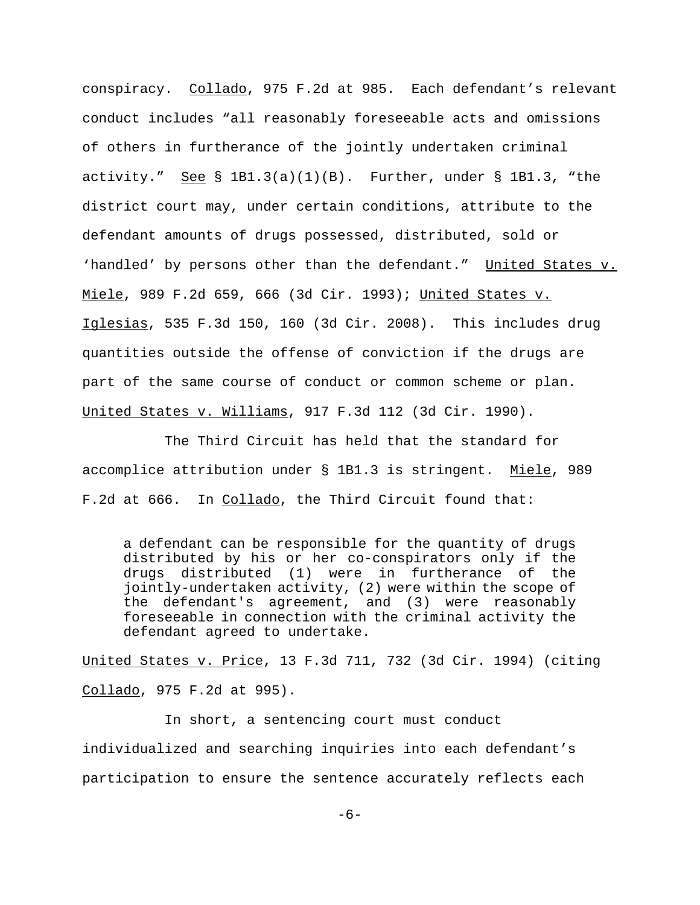conspiracy. Collado, 975 F.2d at 985. Each defendant's relevant conduct includes "all reasonably foreseeable acts and omissions of others in furtherance of the jointly undertaken criminal activity." See § 1B1.3(a)(1)(B). Further, under § 1B1.3, "the district court may, under certain conditions, attribute to the defendant amounts of drugs possessed, distributed, sold or 'handled' by persons other than the defendant." United States v. Miele, 989 F.2d 659, 666 (3d Cir. 1993); United States v. Iglesias, 535 F.3d 150, 160 (3d Cir. 2008). This includes drug quantities outside the offense of conviction if the drugs are part of the same course of conduct or common scheme or plan. United States v. Williams, 917 F.3d 112 (3d Cir. 1990).

The Third Circuit has held that the standard for accomplice attribution under § 1B1.3 is stringent. Miele, 989 F.2d at 666. In Collado, the Third Circuit found that:

> a defendant can be responsible for the quantity of drugs distributed by his or her co-conspirators only if the drugs distributed (1) were in furtherance of the jointly-undertaken activity, (2) were within the scope of the defendant's agreement, and (3) were reasonably foreseeable in connection with the criminal activity the defendant agreed to undertake.

United States v. Price, 13 F.3d 711, 732 (3d Cir. 1994) (citing Collado, 975 F.2d at 995).

In short, a sentencing court must conduct individualized and searching inquiries into each defendant's participation to ensure the sentence accurately reflects each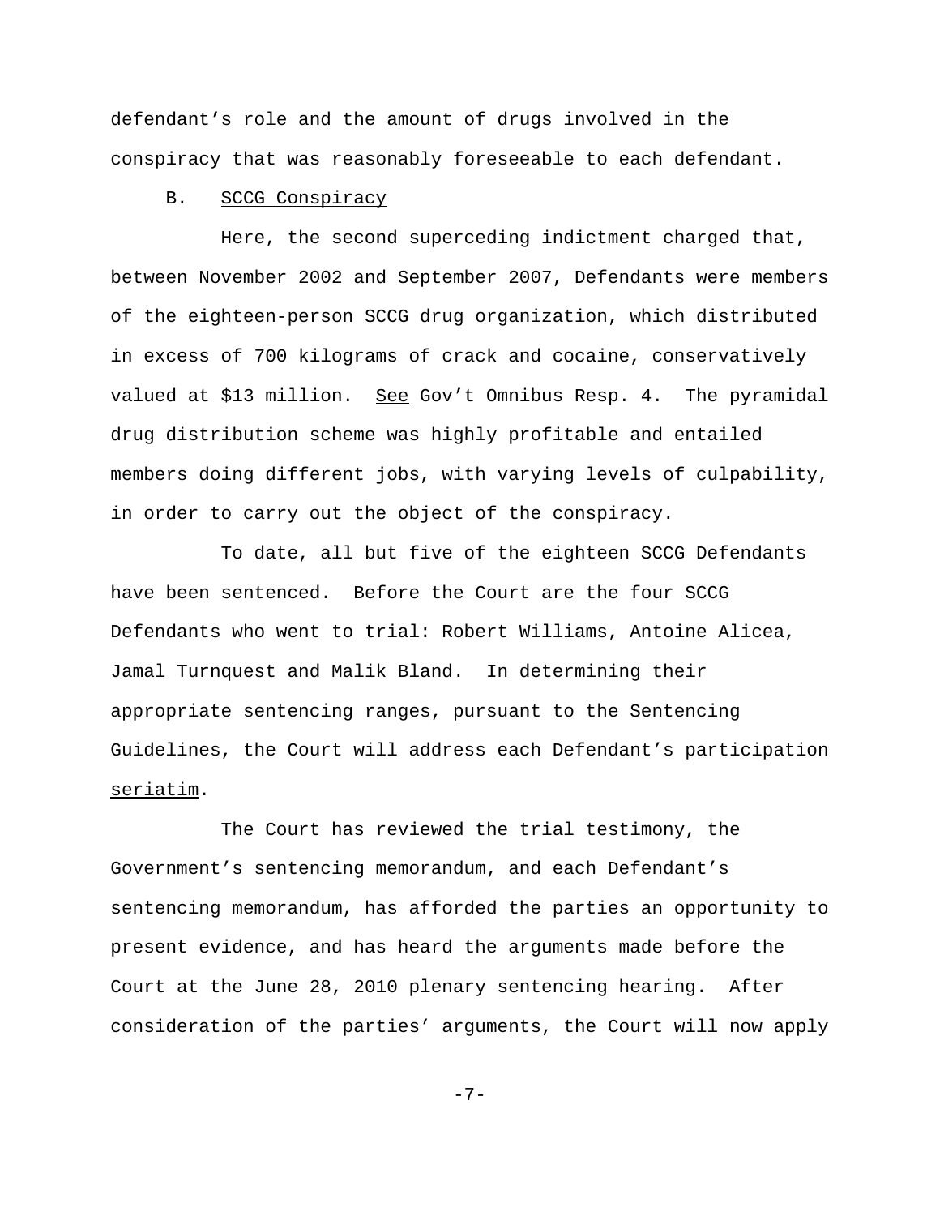defendant's role and the amount of drugs involved in the conspiracy that was reasonably foreseeable to each defendant.

B. SCCG Conspiracy

Here, the second superceding indictment charged that, between November 2002 and September 2007, Defendants were members of the eighteen-person SCCG drug organization, which distributed in excess of 700 kilograms of crack and cocaine, conservatively valued at $13 million. *See* Gov't Omnibus Resp. 4. The pyramidal drug distribution scheme was highly profitable and entailed members doing different jobs, with varying levels of culpability, in order to carry out the object of the conspiracy.

To date, all but five of the eighteen SCCG Defendants have been sentenced. Before the Court are the four SCCG Defendants who went to trial: Robert Williams, Antoine Alicea, Jamal Turnquest and Malik Bland. In determining their appropriate sentencing ranges, pursuant to the Sentencing Guidelines, the Court will address each Defendant's participation *seriatim*.

The Court has reviewed the trial testimony, the Government's sentencing memorandum, and each Defendant's sentencing memorandum, has afforded the parties an opportunity to present evidence, and has heard the arguments made before the Court at the June 28, 2010 plenary sentencing hearing. After consideration of the parties' arguments, the Court will now apply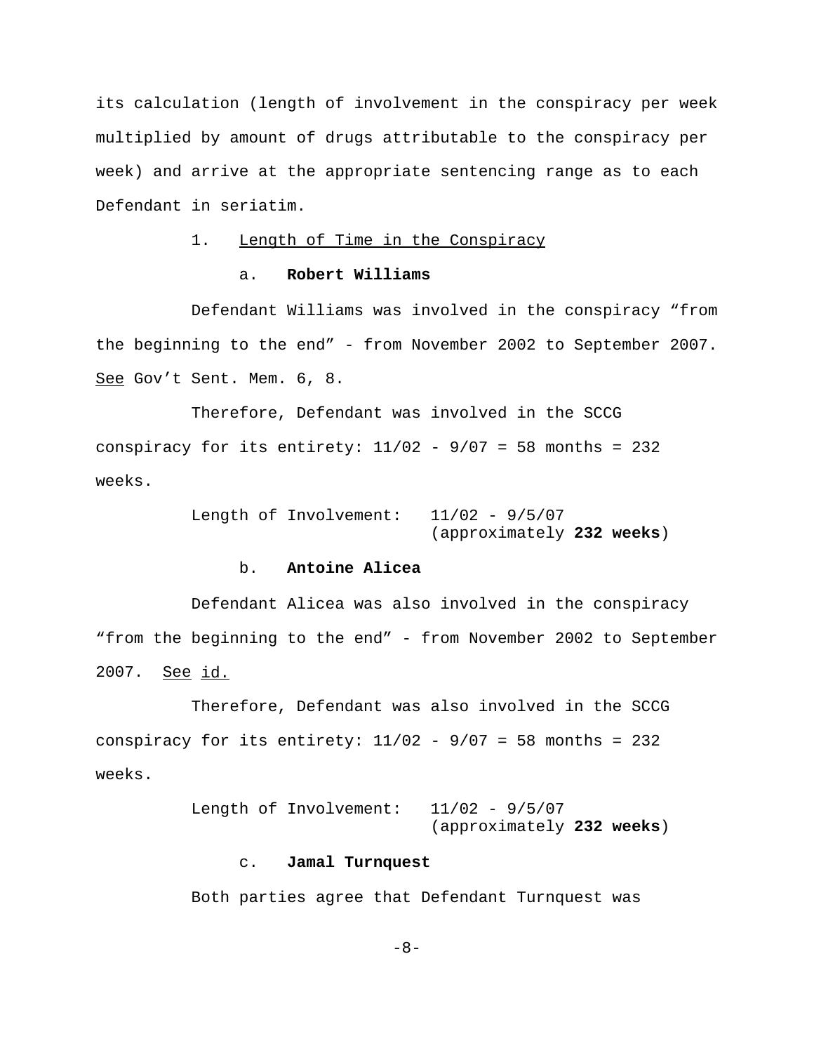its calculation (length of involvement in the conspiracy per week multiplied by amount of drugs attributable to the conspiracy per week) and arrive at the appropriate sentencing range as to each Defendant in seriatim.

1. Length of Time in the Conspiracy

a. **Robert Williams**

Defendant Williams was involved in the conspiracy "from the beginning to the end" - from November 2002 to September 2007. See Gov't Sent. Mem. 6, 8.

Therefore, Defendant was involved in the SCCG conspiracy for its entirety: 11/02 - 9/07 = 58 months = 232 weeks.

Length of Involvement: 11/02 - 9/5/07 (approximately **232 weeks**)

b. **Antoine Alicea**

Defendant Alicea was also involved in the conspiracy "from the beginning to the end" - from November 2002 to September 2007. See id.

Therefore, Defendant was also involved in the SCCG conspiracy for its entirety: 11/02 - 9/07 = 58 months = 232 weeks.

Length of Involvement: 11/02 - 9/5/07 (approximately **232 weeks**)

c. **Jamal Turnquest**

Both parties agree that Defendant Turnquest was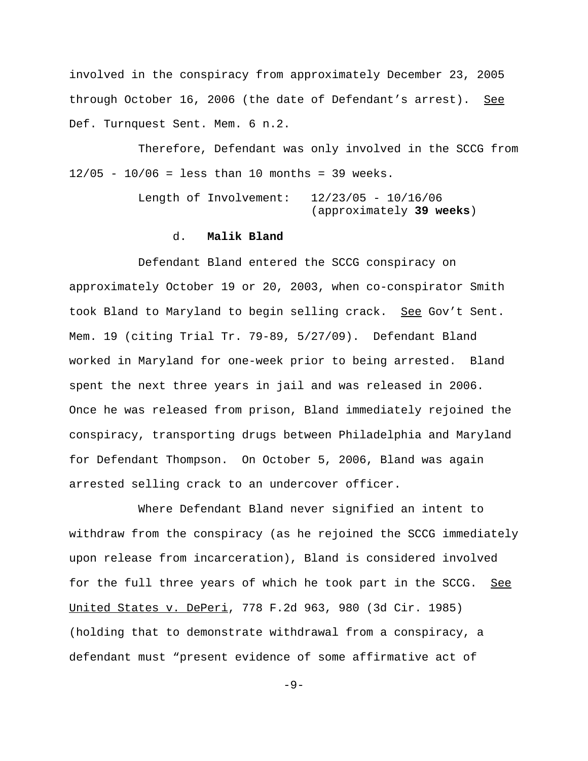involved in the conspiracy from approximately December 23, 2005 through October 16, 2006 (the date of Defendant's arrest). See Def. Turnquest Sent. Mem. 6 n.2.

Therefore, Defendant was only involved in the SCCG from 12/05 - 10/06 = less than 10 months = 39 weeks.

Length of Involvement: 12/23/05 - 10/16/06 (approximately **39 weeks**)

d. **Malik Bland**

Defendant Bland entered the SCCG conspiracy on approximately October 19 or 20, 2003, when co-conspirator Smith took Bland to Maryland to begin selling crack. See Gov't Sent. Mem. 19 (citing Trial Tr. 79-89, 5/27/09). Defendant Bland worked in Maryland for one-week prior to being arrested. Bland spent the next three years in jail and was released in 2006. Once he was released from prison, Bland immediately rejoined the conspiracy, transporting drugs between Philadelphia and Maryland for Defendant Thompson. On October 5, 2006, Bland was again arrested selling crack to an undercover officer.

Where Defendant Bland never signified an intent to withdraw from the conspiracy (as he rejoined the SCCG immediately upon release from incarceration), Bland is considered involved for the full three years of which he took part in the SCCG. See United States v. DePeri, 778 F.2d 963, 980 (3d Cir. 1985) (holding that to demonstrate withdrawal from a conspiracy, a defendant must "present evidence of some affirmative act of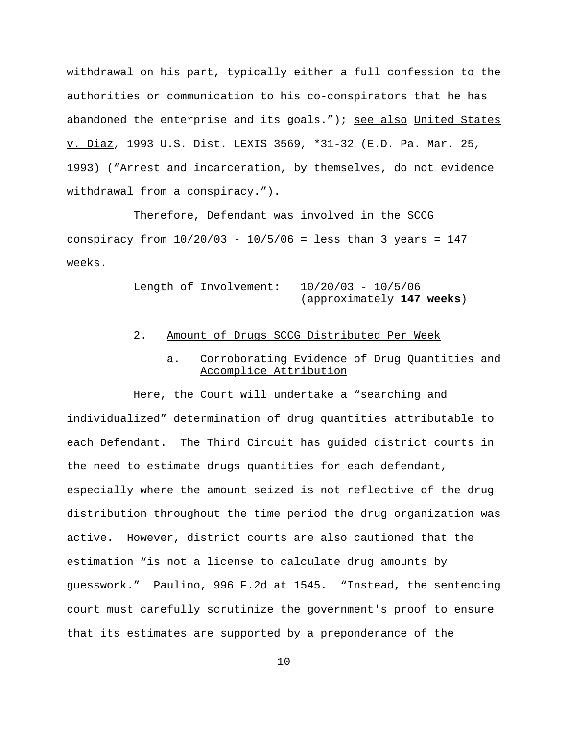withdrawal on his part, typically either a full confession to the authorities or communication to his co-conspirators that he has abandoned the enterprise and its goals."); see also United States v. Diaz, 1993 U.S. Dist. LEXIS 3569, *31-32 (E.D. Pa. Mar. 25, 1993) ("Arrest and incarceration, by themselves, do not evidence withdrawal from a conspiracy.").

Therefore, Defendant was involved in the SCCG conspiracy from 10/20/03 - 10/5/06 = less than 3 years = 147 weeks.

Length of Involvement: 10/20/03 - 10/5/06 (approximately **147 weeks**)

2. Amount of Drugs SCCG Distributed Per Week

a. Corroborating Evidence of Drug Quantities and Accomplice Attribution

Here, the Court will undertake a "searching and individualized" determination of drug quantities attributable to each Defendant. The Third Circuit has guided district courts in the need to estimate drugs quantities for each defendant, especially where the amount seized is not reflective of the drug distribution throughout the time period the drug organization was active. However, district courts are also cautioned that the estimation "is not a license to calculate drug amounts by guesswork." Paulino, 996 F.2d at 1545. "Instead, the sentencing court must carefully scrutinize the government's proof to ensure that its estimates are supported by a preponderance of the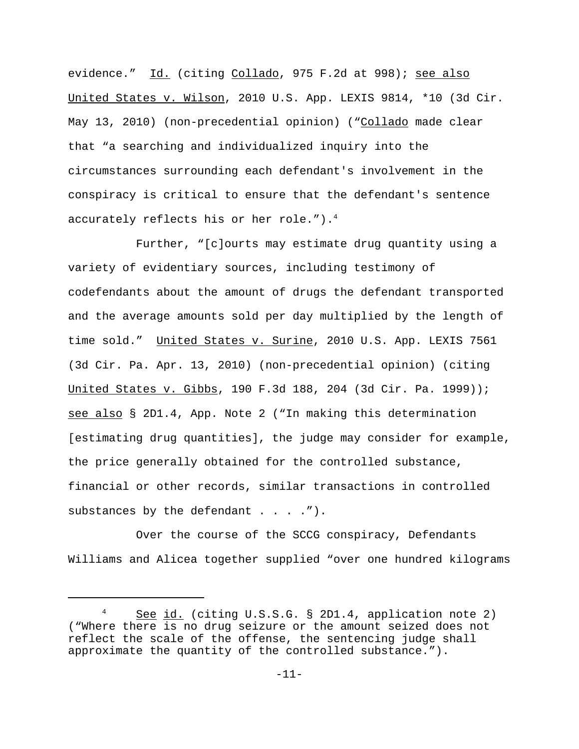evidence." Id. (citing Collado, 975 F.2d at 998); see also United States v. Wilson, 2010 U.S. App. LEXIS 9814, *10 (3d Cir. May 13, 2010) (non-precedential opinion) ("Collado made clear that "a searching and individualized inquiry into the circumstances surrounding each defendant's involvement in the conspiracy is critical to ensure that the defendant's sentence accurately reflects his or her role.").[4]

Further, "[c]ourts may estimate drug quantity using a variety of evidentiary sources, including testimony of codefendants about the amount of drugs the defendant transported and the average amounts sold per day multiplied by the length of time sold." United States v. Surine, 2010 U.S. App. LEXIS 7561 (3d Cir. Pa. Apr. 13, 2010) (non-precedential opinion) (citing United States v. Gibbs, 190 F.3d 188, 204 (3d Cir. Pa. 1999)); see also § 2D1.4, App. Note 2 ("In making this determination [estimating drug quantities], the judge may consider for example, the price generally obtained for the controlled substance, financial or other records, similar transactions in controlled substances by the defendant . . . .").

Over the course of the SCCG conspiracy, Defendants Williams and Alicea together supplied "over one hundred kilograms

---

[4] See id. (citing U.S.S.G. § 2D1.4, application note 2) ("Where there is no drug seizure or the amount seized does not reflect the scale of the offense, the sentencing judge shall approximate the quantity of the controlled substance.").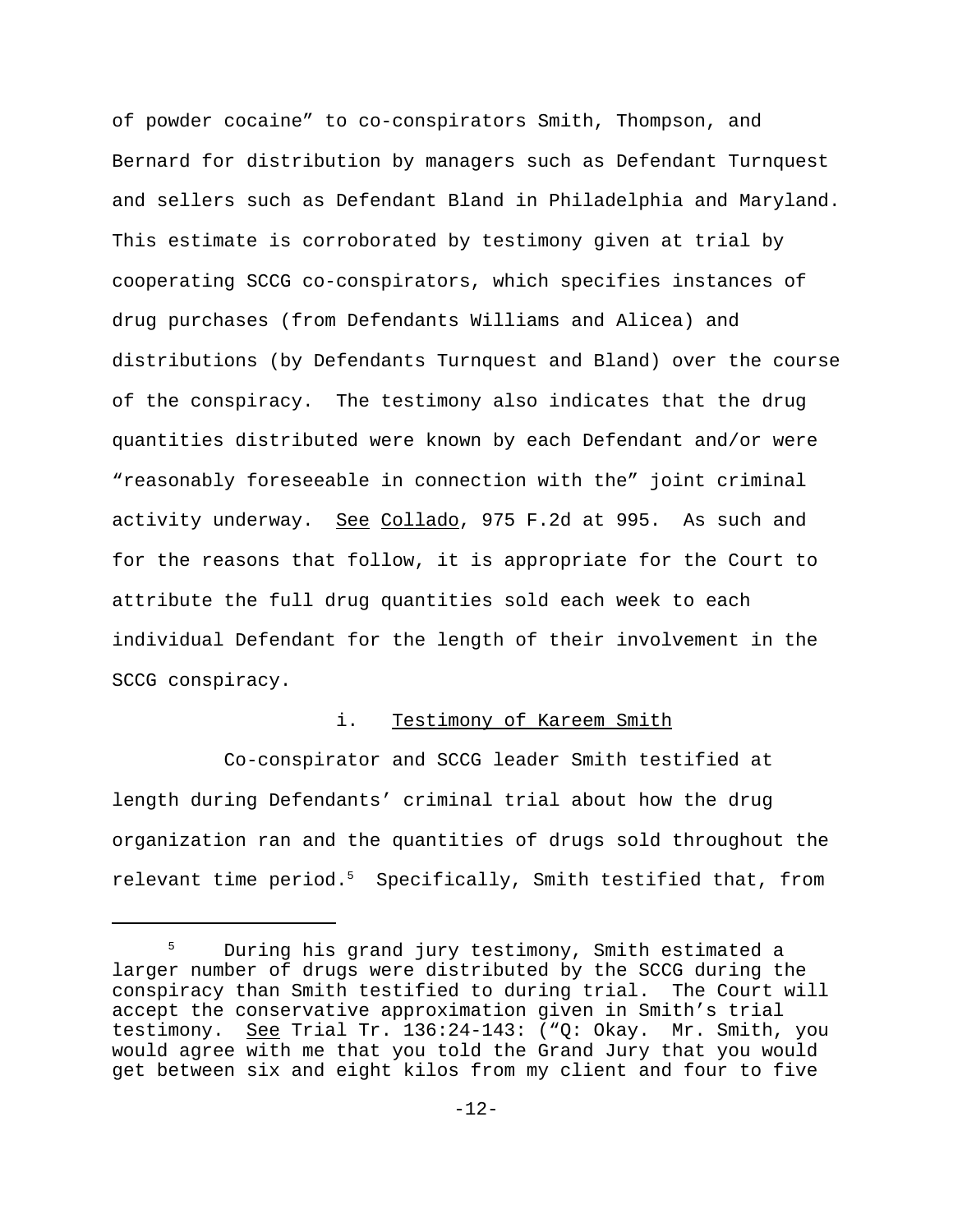of powder cocaine" to co-conspirators Smith, Thompson, and Bernard for distribution by managers such as Defendant Turnquest and sellers such as Defendant Bland in Philadelphia and Maryland. This estimate is corroborated by testimony given at trial by cooperating SCCG co-conspirators, which specifies instances of drug purchases (from Defendants Williams and Alicea) and distributions (by Defendants Turnquest and Bland) over the course of the conspiracy. The testimony also indicates that the drug quantities distributed were known by each Defendant and/or were "reasonably foreseeable in connection with the" joint criminal activity underway. See Collado, 975 F.2d at 995. As such and for the reasons that follow, it is appropriate for the Court to attribute the full drug quantities sold each week to each individual Defendant for the length of their involvement in the SCCG conspiracy.

i. Testimony of Kareem Smith

Co-conspirator and SCCG leader Smith testified at length during Defendants' criminal trial about how the drug organization ran and the quantities of drugs sold throughout the relevant time period.[5] Specifically, Smith testified that, from

[5] During his grand jury testimony, Smith estimated a larger number of drugs were distributed by the SCCG during the conspiracy than Smith testified to during trial. The Court will accept the conservative approximation given in Smith's trial testimony. See Trial Tr. 136:24-143: ("Q: Okay. Mr. Smith, you would agree with me that you told the Grand Jury that you would get between six and eight kilos from my client and four to five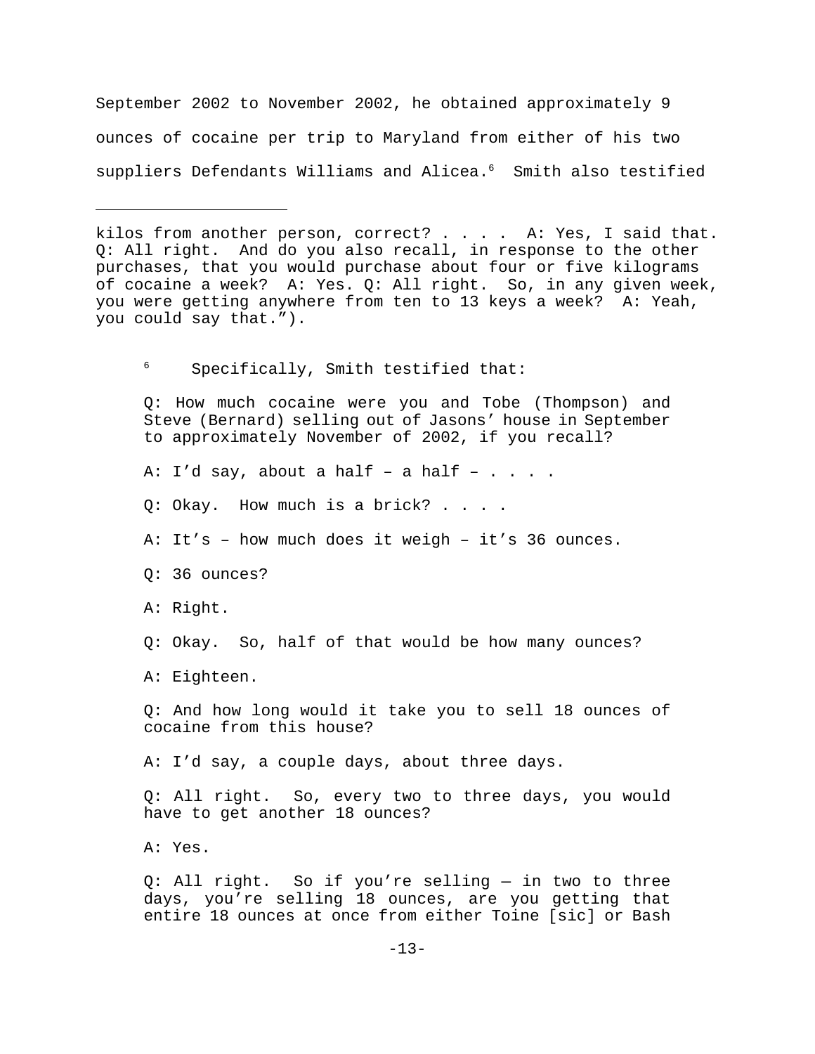September 2002 to November 2002, he obtained approximately 9 ounces of cocaine per trip to Maryland from either of his two suppliers Defendants Williams and Alicea.[6] Smith also testified

---

kilos from another person, correct? . . . . A: Yes, I said that. Q: All right. And do you also recall, in response to the other purchases, that you would purchase about four or five kilograms of cocaine a week? A: Yes. Q: All right. So, in any given week, you were getting anywhere from ten to 13 keys a week? A: Yeah, you could say that.").

[6] Specifically, Smith testified that:

> Q: How much cocaine were you and Tobe (Thompson) and Steve (Bernard) selling out of Jasons' house in September to approximately November of 2002, if you recall?
>
> A: I'd say, about a half – a half – . . . .
>
> Q: Okay. How much is a brick? . . . .
>
> A: It's – how much does it weigh – it's 36 ounces.
>
> Q: 36 ounces?
>
> A: Right.
>
> Q: Okay. So, half of that would be how many ounces?
>
> A: Eighteen.
>
> Q: And how long would it take you to sell 18 ounces of cocaine from this house?
>
> A: I'd say, a couple days, about three days.
>
> Q: All right. So, every two to three days, you would have to get another 18 ounces?
>
> A: Yes.
>
> Q: All right. So if you're selling — in two to three days, you're selling 18 ounces, are you getting that entire 18 ounces at once from either Toine [sic] or Bash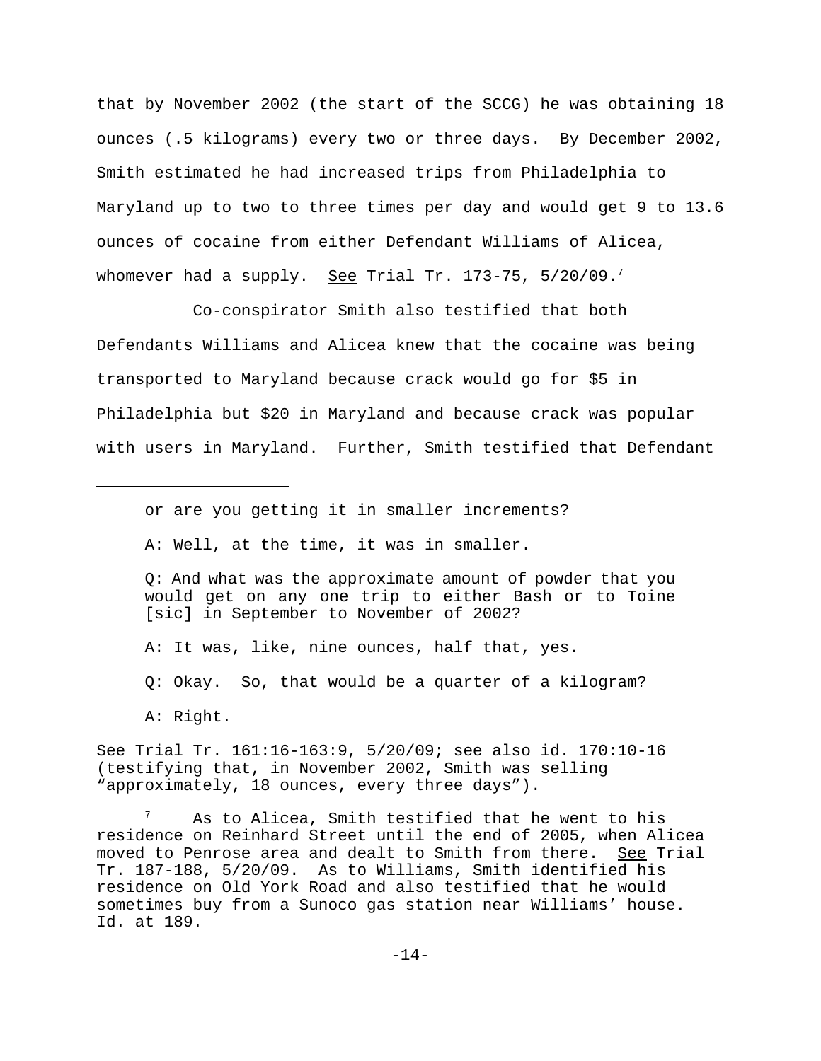that by November 2002 (the start of the SCCG) he was obtaining 18 ounces (.5 kilograms) every two or three days. By December 2002, Smith estimated he had increased trips from Philadelphia to Maryland up to two to three times per day and would get 9 to 13.6 ounces of cocaine from either Defendant Williams of Alicea, whomever had a supply. See Trial Tr. 173-75, 5/20/09.[7]

Co-conspirator Smith also testified that both Defendants Williams and Alicea knew that the cocaine was being transported to Maryland because crack would go for $5 in Philadelphia but $20 in Maryland and because crack was popular with users in Maryland. Further, Smith testified that Defendant

---

> or are you getting it in smaller increments?
>
> A: Well, at the time, it was in smaller.
>
> Q: And what was the approximate amount of powder that you would get on any one trip to either Bash or to Toine [sic] in September to November of 2002?
>
> A: It was, like, nine ounces, half that, yes.
>
> Q: Okay. So, that would be a quarter of a kilogram?
>
> A: Right.

See Trial Tr. 161:16-163:9, 5/20/09; see also id. 170:10-16 (testifying that, in November 2002, Smith was selling "approximately, 18 ounces, every three days").

[7] As to Alicea, Smith testified that he went to his residence on Reinhard Street until the end of 2005, when Alicea moved to Penrose area and dealt to Smith from there. See Trial Tr. 187-188, 5/20/09. As to Williams, Smith identified his residence on Old York Road and also testified that he would sometimes buy from a Sunoco gas station near Williams' house. Id. at 189.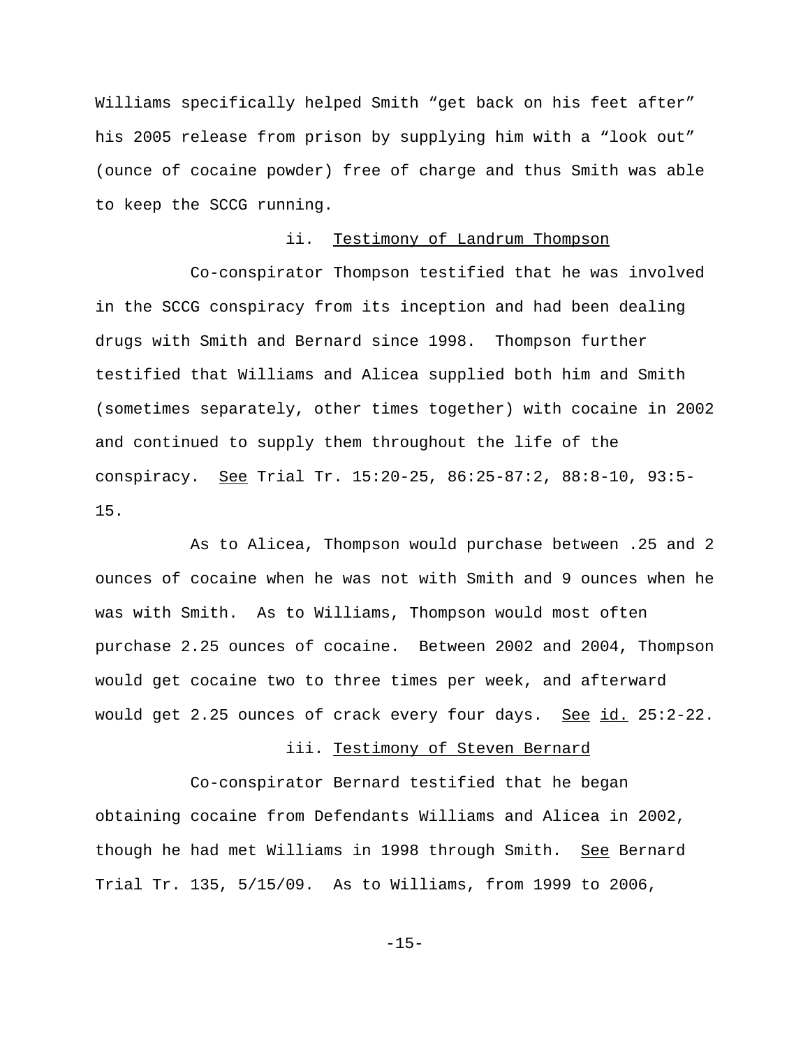Williams specifically helped Smith "get back on his feet after" his 2005 release from prison by supplying him with a "look out" (ounce of cocaine powder) free of charge and thus Smith was able to keep the SCCG running.

ii. Testimony of Landrum Thompson

Co-conspirator Thompson testified that he was involved in the SCCG conspiracy from its inception and had been dealing drugs with Smith and Bernard since 1998. Thompson further testified that Williams and Alicea supplied both him and Smith (sometimes separately, other times together) with cocaine in 2002 and continued to supply them throughout the life of the conspiracy. See Trial Tr. 15:20-25, 86:25-87:2, 88:8-10, 93:5-15.

As to Alicea, Thompson would purchase between .25 and 2 ounces of cocaine when he was not with Smith and 9 ounces when he was with Smith. As to Williams, Thompson would most often purchase 2.25 ounces of cocaine. Between 2002 and 2004, Thompson would get cocaine two to three times per week, and afterward would get 2.25 ounces of crack every four days. See id. 25:2-22.

iii. Testimony of Steven Bernard

Co-conspirator Bernard testified that he began obtaining cocaine from Defendants Williams and Alicea in 2002, though he had met Williams in 1998 through Smith. See Bernard Trial Tr. 135, 5/15/09. As to Williams, from 1999 to 2006,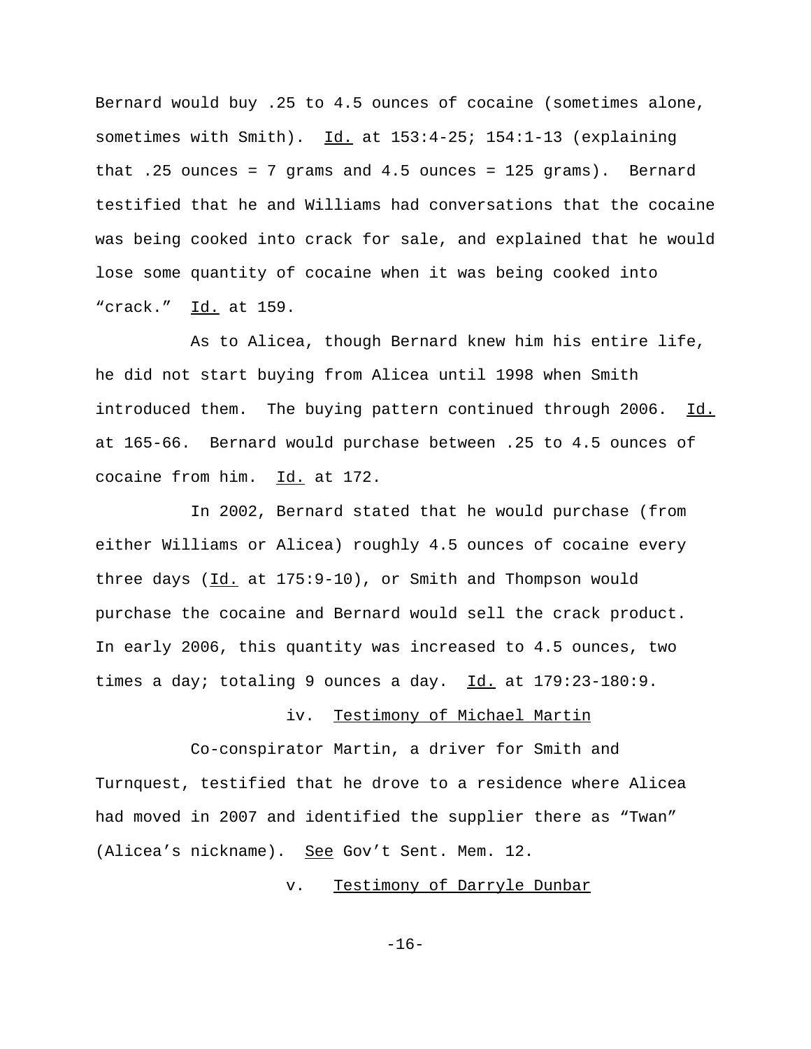Bernard would buy .25 to 4.5 ounces of cocaine (sometimes alone, sometimes with Smith). Id. at 153:4-25; 154:1-13 (explaining that .25 ounces = 7 grams and 4.5 ounces = 125 grams). Bernard testified that he and Williams had conversations that the cocaine was being cooked into crack for sale, and explained that he would lose some quantity of cocaine when it was being cooked into "crack." Id. at 159.

As to Alicea, though Bernard knew him his entire life, he did not start buying from Alicea until 1998 when Smith introduced them. The buying pattern continued through 2006. Id. at 165-66. Bernard would purchase between .25 to 4.5 ounces of cocaine from him. Id. at 172.

In 2002, Bernard stated that he would purchase (from either Williams or Alicea) roughly 4.5 ounces of cocaine every three days (Id. at 175:9-10), or Smith and Thompson would purchase the cocaine and Bernard would sell the crack product. In early 2006, this quantity was increased to 4.5 ounces, two times a day; totaling 9 ounces a day. Id. at 179:23-180:9.

iv. Testimony of Michael Martin

Co-conspirator Martin, a driver for Smith and Turnquest, testified that he drove to a residence where Alicea had moved in 2007 and identified the supplier there as "Twan" (Alicea's nickname). See Gov't Sent. Mem. 12.

v. Testimony of Darryle Dunbar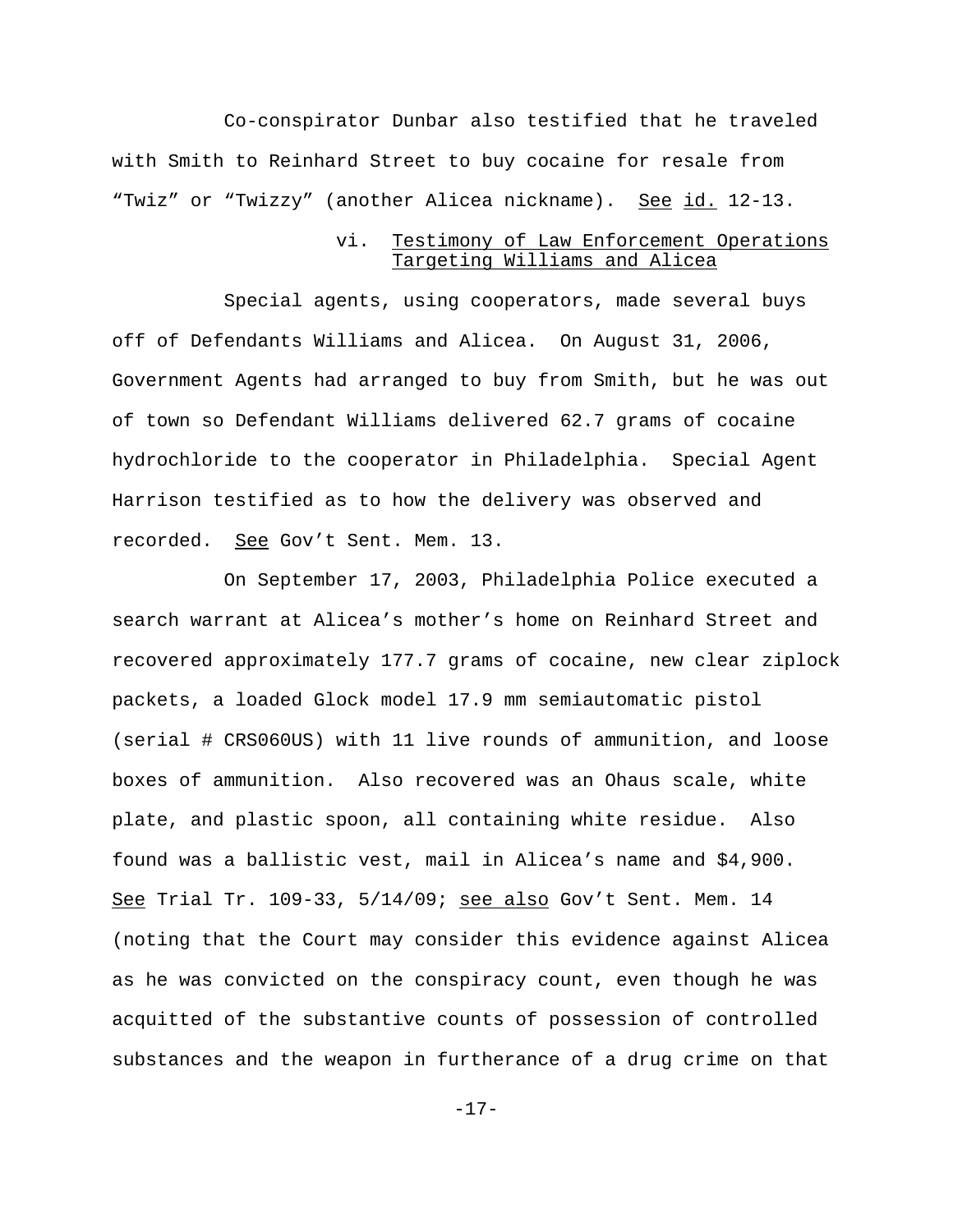Co-conspirator Dunbar also testified that he traveled with Smith to Reinhard Street to buy cocaine for resale from "Twiz" or "Twizzy" (another Alicea nickname). See id. 12-13.

vi. Testimony of Law Enforcement Operations Targeting Williams and Alicea

Special agents, using cooperators, made several buys off of Defendants Williams and Alicea. On August 31, 2006, Government Agents had arranged to buy from Smith, but he was out of town so Defendant Williams delivered 62.7 grams of cocaine hydrochloride to the cooperator in Philadelphia. Special Agent Harrison testified as to how the delivery was observed and recorded. See Gov't Sent. Mem. 13.

On September 17, 2003, Philadelphia Police executed a search warrant at Alicea's mother's home on Reinhard Street and recovered approximately 177.7 grams of cocaine, new clear ziplock packets, a loaded Glock model 17.9 mm semiautomatic pistol (serial # CRS060US) with 11 live rounds of ammunition, and loose boxes of ammunition. Also recovered was an Ohaus scale, white plate, and plastic spoon, all containing white residue. Also found was a ballistic vest, mail in Alicea's name and $4,900. See Trial Tr. 109-33, 5/14/09; see also Gov't Sent. Mem. 14 (noting that the Court may consider this evidence against Alicea as he was convicted on the conspiracy count, even though he was acquitted of the substantive counts of possession of controlled substances and the weapon in furtherance of a drug crime on that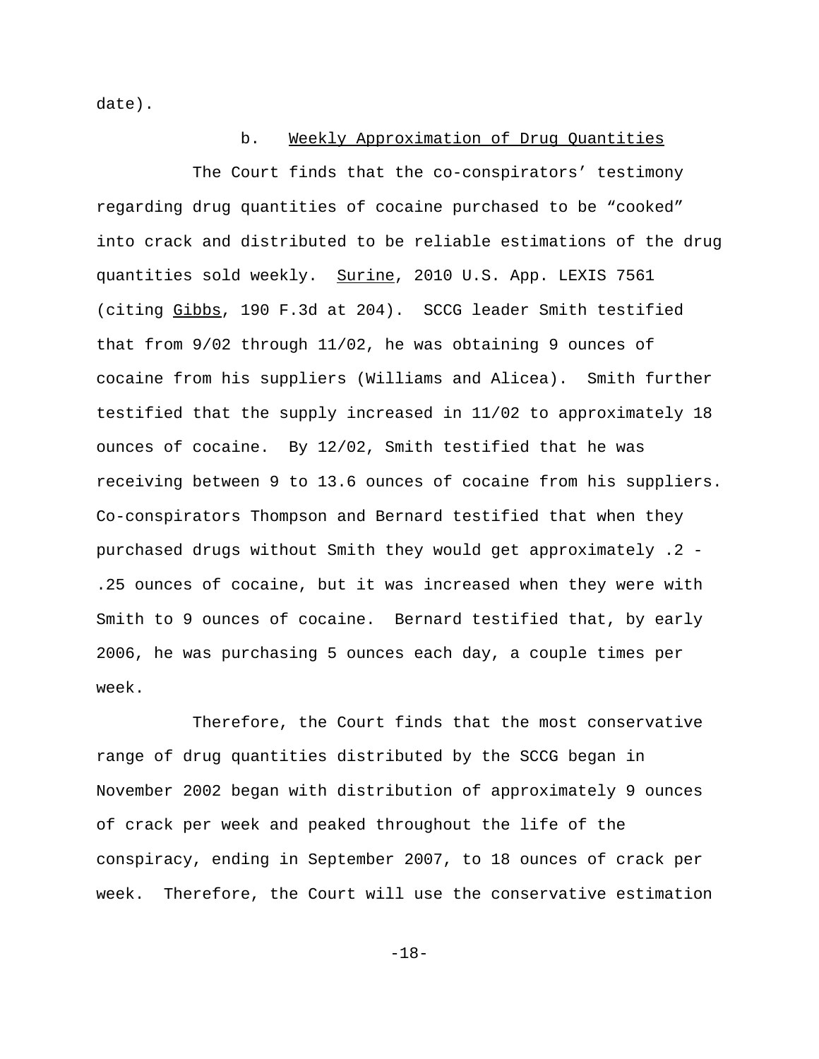date).

b. Weekly Approximation of Drug Quantities

The Court finds that the co-conspirators' testimony regarding drug quantities of cocaine purchased to be "cooked" into crack and distributed to be reliable estimations of the drug quantities sold weekly. Surine, 2010 U.S. App. LEXIS 7561 (citing Gibbs, 190 F.3d at 204). SCCG leader Smith testified that from 9/02 through 11/02, he was obtaining 9 ounces of cocaine from his suppliers (Williams and Alicea). Smith further testified that the supply increased in 11/02 to approximately 18 ounces of cocaine. By 12/02, Smith testified that he was receiving between 9 to 13.6 ounces of cocaine from his suppliers. Co-conspirators Thompson and Bernard testified that when they purchased drugs without Smith they would get approximately .2 - .25 ounces of cocaine, but it was increased when they were with Smith to 9 ounces of cocaine. Bernard testified that, by early 2006, he was purchasing 5 ounces each day, a couple times per week.

Therefore, the Court finds that the most conservative range of drug quantities distributed by the SCCG began in November 2002 began with distribution of approximately 9 ounces of crack per week and peaked throughout the life of the conspiracy, ending in September 2007, to 18 ounces of crack per week. Therefore, the Court will use the conservative estimation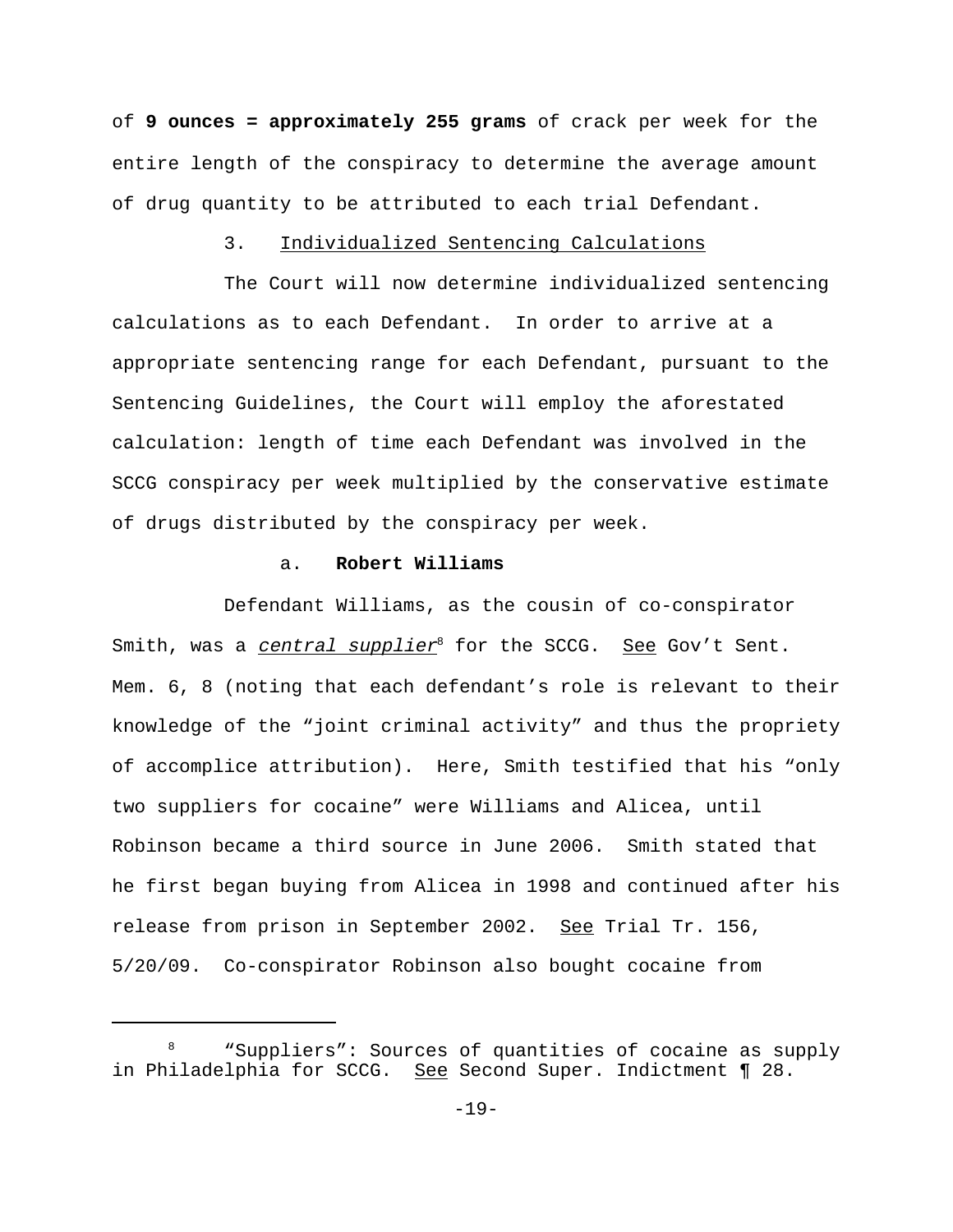of **9 ounces = approximately 255 grams** of crack per week for the entire length of the conspiracy to determine the average amount of drug quantity to be attributed to each trial Defendant.

3. Individualized Sentencing Calculations

The Court will now determine individualized sentencing calculations as to each Defendant. In order to arrive at a appropriate sentencing range for each Defendant, pursuant to the Sentencing Guidelines, the Court will employ the aforestated calculation: length of time each Defendant was involved in the SCCG conspiracy per week multiplied by the conservative estimate of drugs distributed by the conspiracy per week.

a. **Robert Williams**

Defendant Williams, as the cousin of co-conspirator Smith, was a *central supplier*[8] for the SCCG. See Gov't Sent. Mem. 6, 8 (noting that each defendant's role is relevant to their knowledge of the "joint criminal activity" and thus the propriety of accomplice attribution). Here, Smith testified that his "only two suppliers for cocaine" were Williams and Alicea, until Robinson became a third source in June 2006. Smith stated that he first began buying from Alicea in 1998 and continued after his release from prison in September 2002. See Trial Tr. 156, 5/20/09. Co-conspirator Robinson also bought cocaine from

[8] "Suppliers": Sources of quantities of cocaine as supply in Philadelphia for SCCG. See Second Super. Indictment ¶ 28.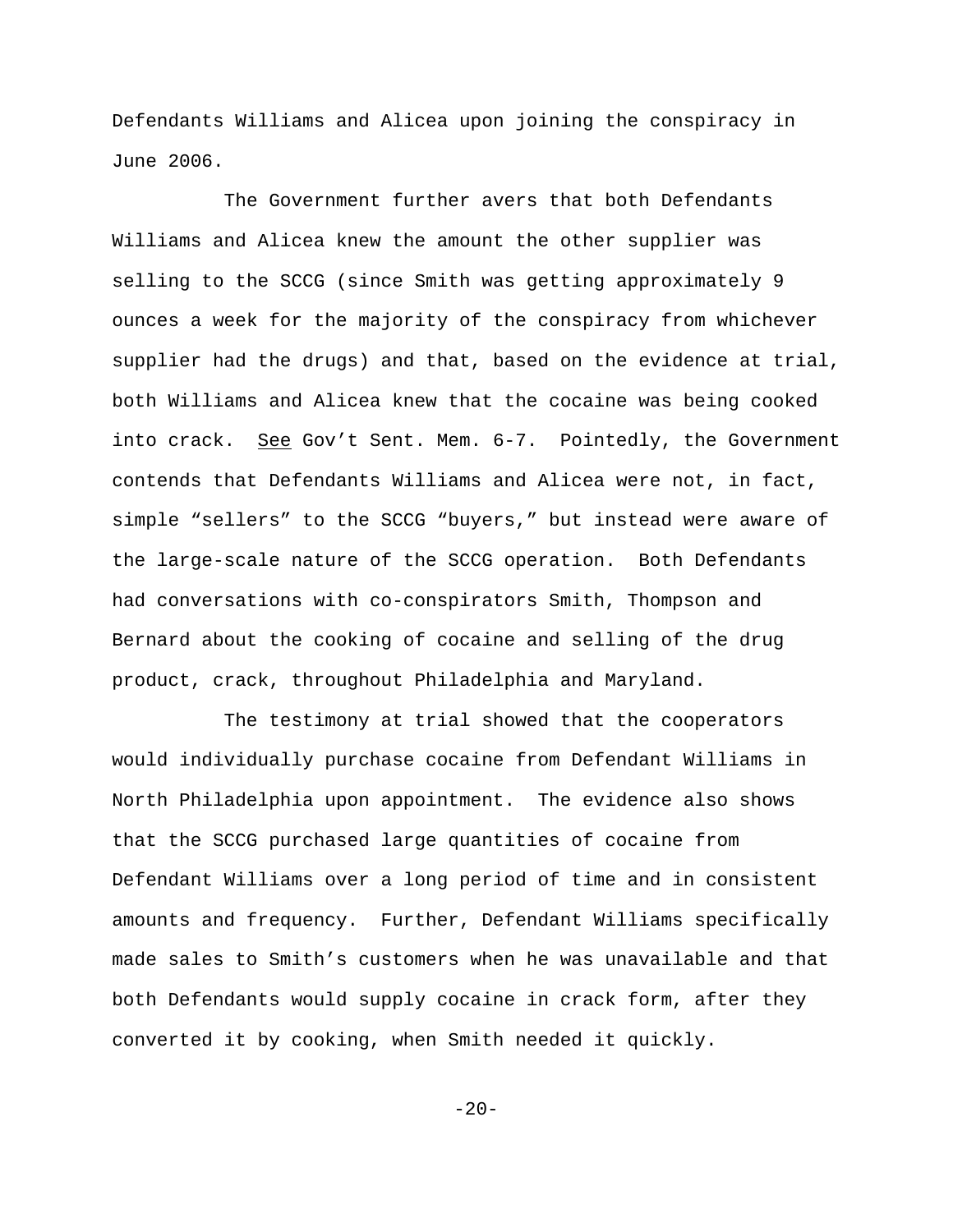Defendants Williams and Alicea upon joining the conspiracy in June 2006.

The Government further avers that both Defendants Williams and Alicea knew the amount the other supplier was selling to the SCCG (since Smith was getting approximately 9 ounces a week for the majority of the conspiracy from whichever supplier had the drugs) and that, based on the evidence at trial, both Williams and Alicea knew that the cocaine was being cooked into crack. See Gov't Sent. Mem. 6-7. Pointedly, the Government contends that Defendants Williams and Alicea were not, in fact, simple "sellers" to the SCCG "buyers," but instead were aware of the large-scale nature of the SCCG operation. Both Defendants had conversations with co-conspirators Smith, Thompson and Bernard about the cooking of cocaine and selling of the drug product, crack, throughout Philadelphia and Maryland.

The testimony at trial showed that the cooperators would individually purchase cocaine from Defendant Williams in North Philadelphia upon appointment. The evidence also shows that the SCCG purchased large quantities of cocaine from Defendant Williams over a long period of time and in consistent amounts and frequency. Further, Defendant Williams specifically made sales to Smith's customers when he was unavailable and that both Defendants would supply cocaine in crack form, after they converted it by cooking, when Smith needed it quickly.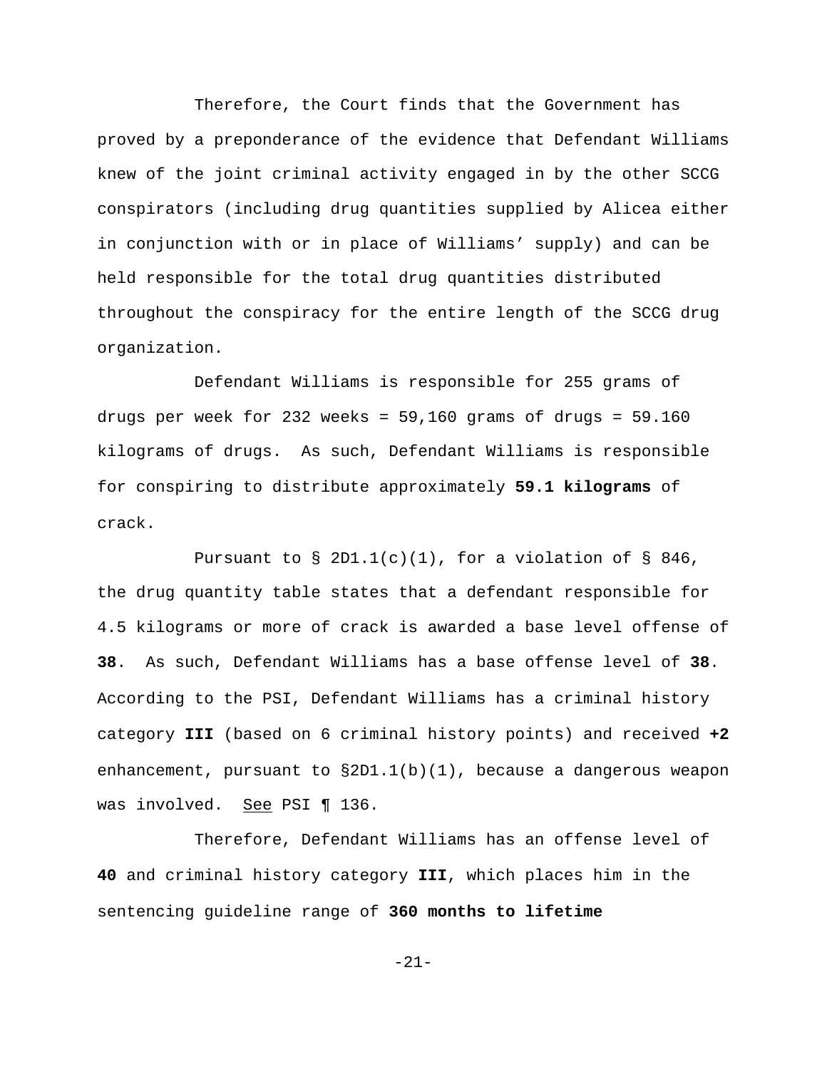Therefore, the Court finds that the Government has proved by a preponderance of the evidence that Defendant Williams knew of the joint criminal activity engaged in by the other SCCG conspirators (including drug quantities supplied by Alicea either in conjunction with or in place of Williams' supply) and can be held responsible for the total drug quantities distributed throughout the conspiracy for the entire length of the SCCG drug organization.

Defendant Williams is responsible for 255 grams of drugs per week for 232 weeks = 59,160 grams of drugs = 59.160 kilograms of drugs. As such, Defendant Williams is responsible for conspiring to distribute approximately **59.1 kilograms** of crack.

Pursuant to § 2D1.1(c)(1), for a violation of § 846, the drug quantity table states that a defendant responsible for 4.5 kilograms or more of crack is awarded a base level offense of **38**. As such, Defendant Williams has a base offense level of **38**. According to the PSI, Defendant Williams has a criminal history category **III** (based on 6 criminal history points) and received **+2** enhancement, pursuant to §2D1.1(b)(1), because a dangerous weapon was involved. See PSI ¶ 136.

Therefore, Defendant Williams has an offense level of **40** and criminal history category **III**, which places him in the sentencing guideline range of **360 months to lifetime**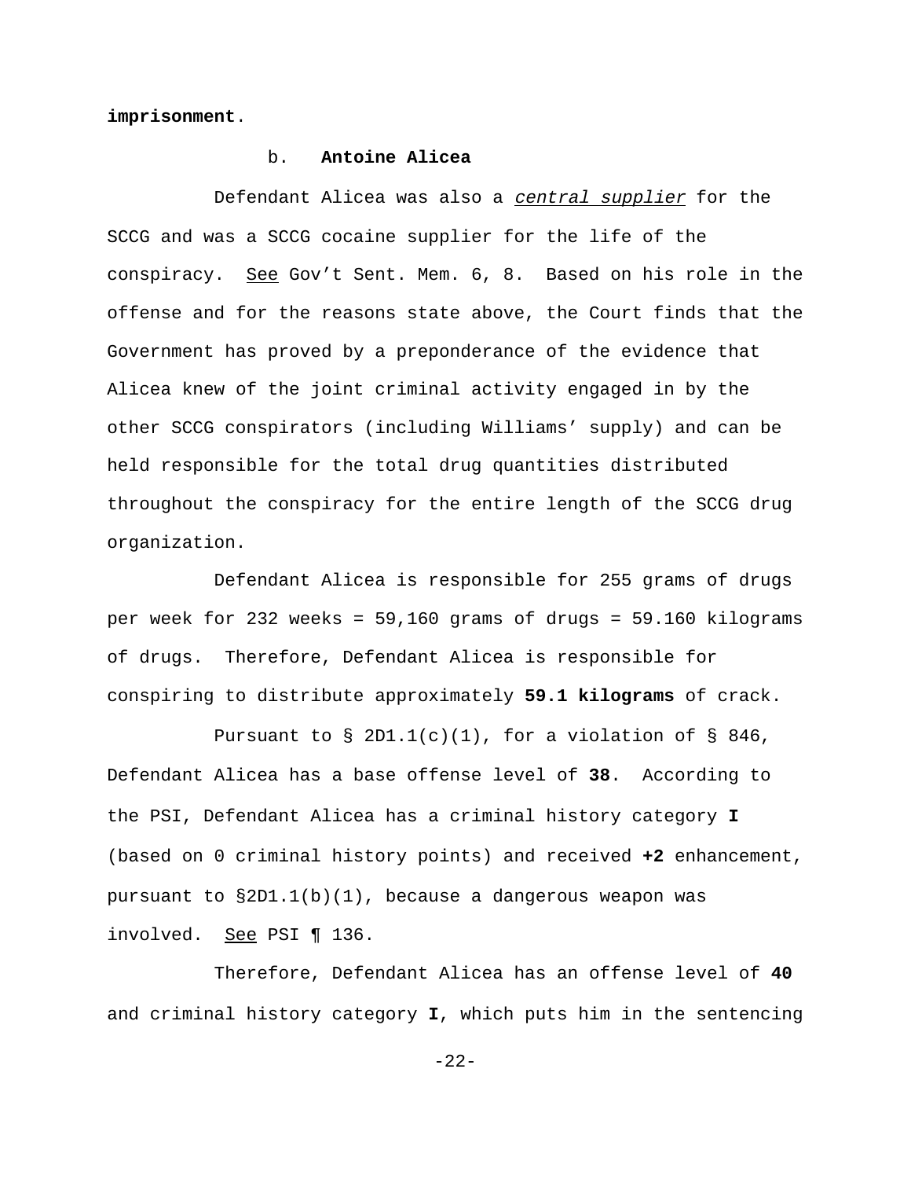**imprisonment**.

b. **Antoine Alicea**

Defendant Alicea was also a *central supplier* for the SCCG and was a SCCG cocaine supplier for the life of the conspiracy. See Gov't Sent. Mem. 6, 8. Based on his role in the offense and for the reasons state above, the Court finds that the Government has proved by a preponderance of the evidence that Alicea knew of the joint criminal activity engaged in by the other SCCG conspirators (including Williams' supply) and can be held responsible for the total drug quantities distributed throughout the conspiracy for the entire length of the SCCG drug organization.

Defendant Alicea is responsible for 255 grams of drugs per week for 232 weeks = 59,160 grams of drugs = 59.160 kilograms of drugs. Therefore, Defendant Alicea is responsible for conspiring to distribute approximately **59.1 kilograms** of crack.

Pursuant to § 2D1.1(c)(1), for a violation of § 846, Defendant Alicea has a base offense level of **38**. According to the PSI, Defendant Alicea has a criminal history category **I** (based on 0 criminal history points) and received **+2** enhancement, pursuant to §2D1.1(b)(1), because a dangerous weapon was involved. See PSI ¶ 136.

Therefore, Defendant Alicea has an offense level of **40** and criminal history category **I**, which puts him in the sentencing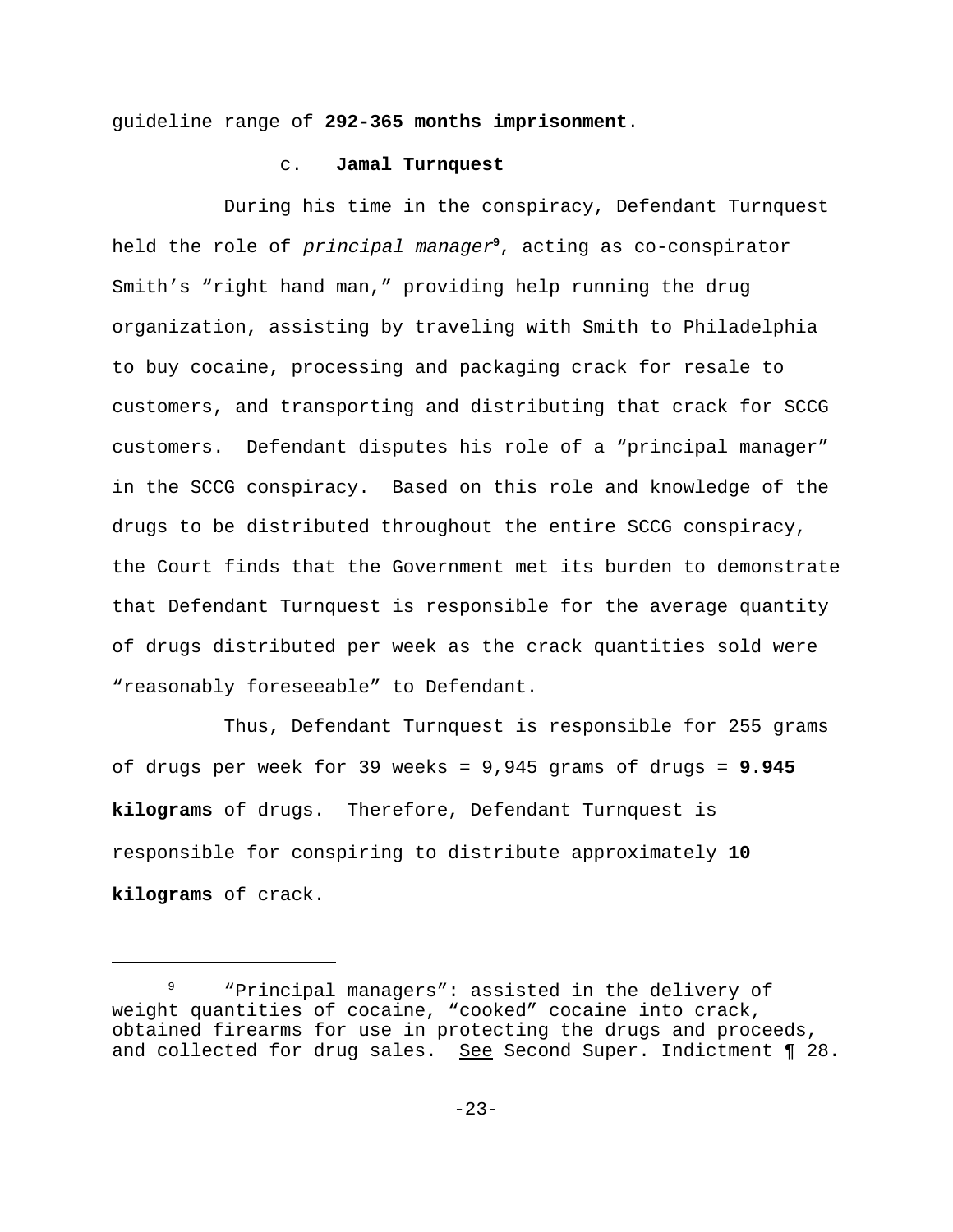guideline range of **292-365 months imprisonment**.

c. **Jamal Turnquest**

During his time in the conspiracy, Defendant Turnquest held the role of *principal manager*[9], acting as co-conspirator Smith's "right hand man," providing help running the drug organization, assisting by traveling with Smith to Philadelphia to buy cocaine, processing and packaging crack for resale to customers, and transporting and distributing that crack for SCCG customers. Defendant disputes his role of a "principal manager" in the SCCG conspiracy. Based on this role and knowledge of the drugs to be distributed throughout the entire SCCG conspiracy, the Court finds that the Government met its burden to demonstrate that Defendant Turnquest is responsible for the average quantity of drugs distributed per week as the crack quantities sold were "reasonably foreseeable" to Defendant.

Thus, Defendant Turnquest is responsible for 255 grams of drugs per week for 39 weeks = 9,945 grams of drugs = **9.945 kilograms** of drugs. Therefore, Defendant Turnquest is responsible for conspiring to distribute approximately **10 kilograms** of crack.

---

[9] "Principal managers": assisted in the delivery of weight quantities of cocaine, "cooked" cocaine into crack, obtained firearms for use in protecting the drugs and proceeds, and collected for drug sales. See Second Super. Indictment ¶ 28.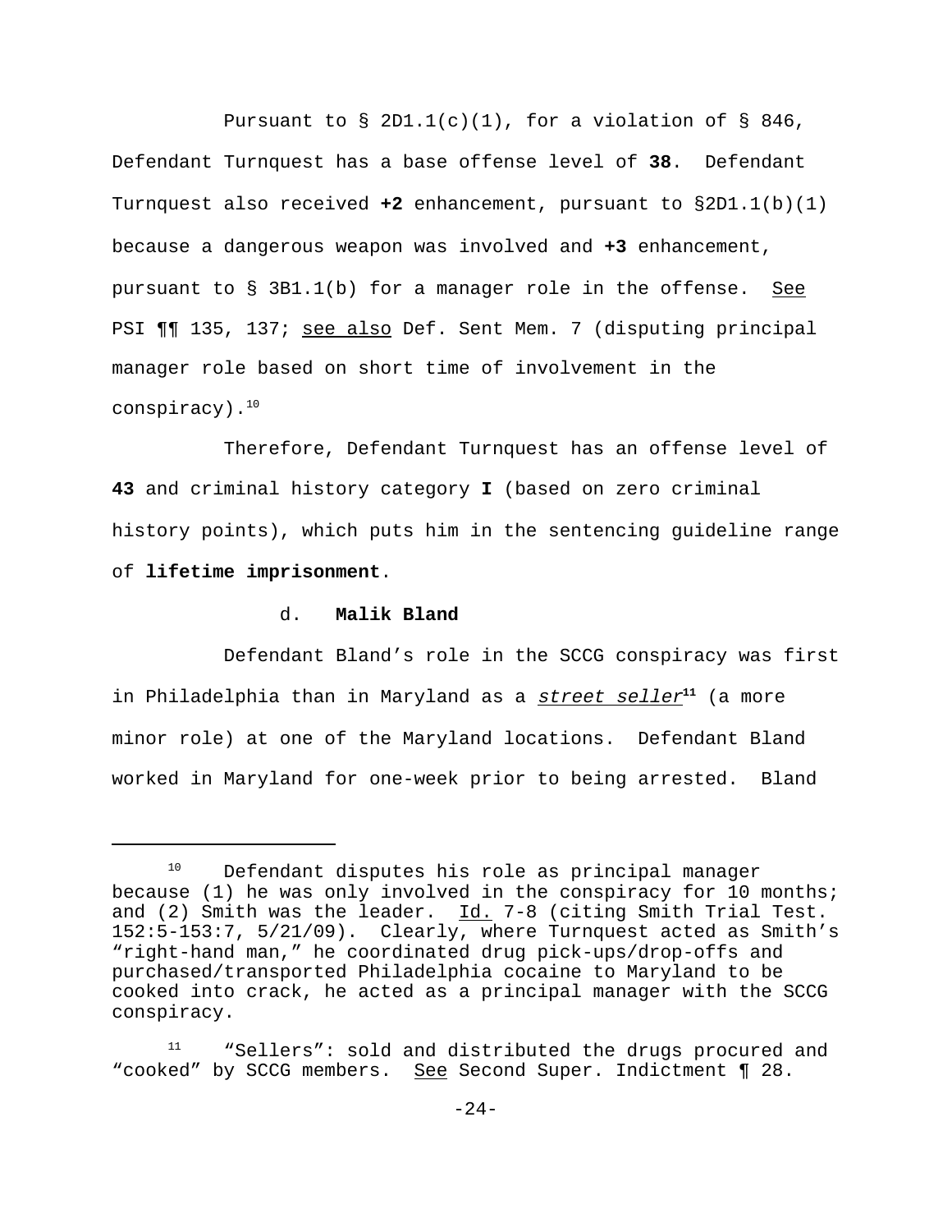Pursuant to § 2D1.1(c)(1), for a violation of § 846, Defendant Turnquest has a base offense level of **38**. Defendant Turnquest also received **+2** enhancement, pursuant to §2D1.1(b)(1) because a dangerous weapon was involved and **+3** enhancement, pursuant to § 3B1.1(b) for a manager role in the offense. See PSI ¶¶ 135, 137; see also Def. Sent Mem. 7 (disputing principal manager role based on short time of involvement in the conspiracy).[10]

Therefore, Defendant Turnquest has an offense level of **43** and criminal history category **I** (based on zero criminal history points), which puts him in the sentencing guideline range of **lifetime imprisonment**.

d. **Malik Bland**

Defendant Bland's role in the SCCG conspiracy was first in Philadelphia than in Maryland as a ***street seller***[11] (a more minor role) at one of the Maryland locations. Defendant Bland worked in Maryland for one-week prior to being arrested. Bland

---

[10] Defendant disputes his role as principal manager because (1) he was only involved in the conspiracy for 10 months; and (2) Smith was the leader. Id. 7-8 (citing Smith Trial Test. 152:5-153:7, 5/21/09). Clearly, where Turnquest acted as Smith's "right-hand man," he coordinated drug pick-ups/drop-offs and purchased/transported Philadelphia cocaine to Maryland to be cooked into crack, he acted as a principal manager with the SCCG conspiracy.

[11] "Sellers": sold and distributed the drugs procured and "cooked" by SCCG members. See Second Super. Indictment ¶ 28.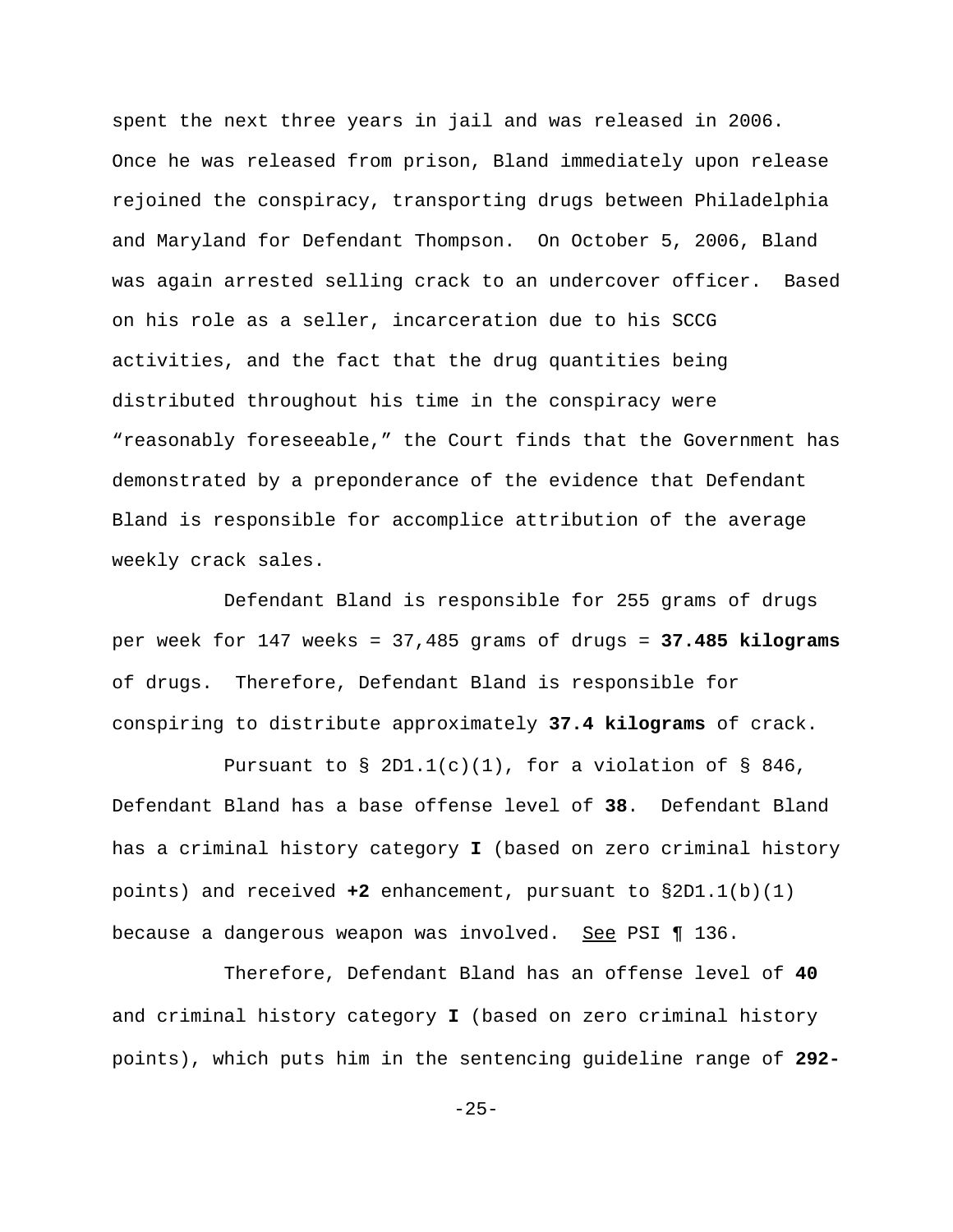spent the next three years in jail and was released in 2006. Once he was released from prison, Bland immediately upon release rejoined the conspiracy, transporting drugs between Philadelphia and Maryland for Defendant Thompson. On October 5, 2006, Bland was again arrested selling crack to an undercover officer. Based on his role as a seller, incarceration due to his SCCG activities, and the fact that the drug quantities being distributed throughout his time in the conspiracy were "reasonably foreseeable," the Court finds that the Government has demonstrated by a preponderance of the evidence that Defendant Bland is responsible for accomplice attribution of the average weekly crack sales.

Defendant Bland is responsible for 255 grams of drugs per week for 147 weeks = 37,485 grams of drugs = **37.485 kilograms** of drugs. Therefore, Defendant Bland is responsible for conspiring to distribute approximately **37.4 kilograms** of crack.

Pursuant to § 2D1.1(c)(1), for a violation of § 846, Defendant Bland has a base offense level of **38**. Defendant Bland has a criminal history category **I** (based on zero criminal history points) and received **+2** enhancement, pursuant to §2D1.1(b)(1) because a dangerous weapon was involved. See PSI ¶ 136.

Therefore, Defendant Bland has an offense level of **40** and criminal history category **I** (based on zero criminal history points), which puts him in the sentencing guideline range of **292-**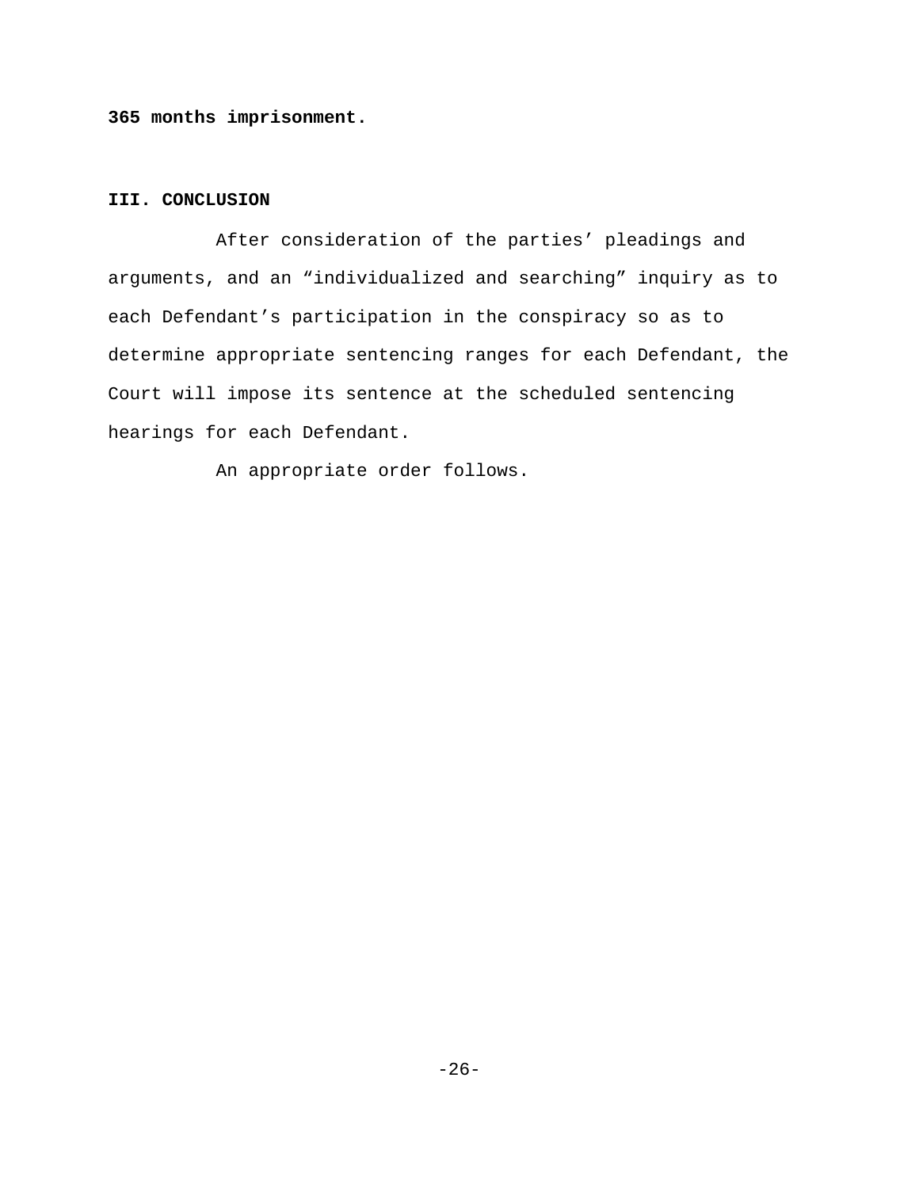**365 months imprisonment.**

## III. CONCLUSION

After consideration of the parties' pleadings and arguments, and an "individualized and searching" inquiry as to each Defendant's participation in the conspiracy so as to determine appropriate sentencing ranges for each Defendant, the Court will impose its sentence at the scheduled sentencing hearings for each Defendant.

An appropriate order follows.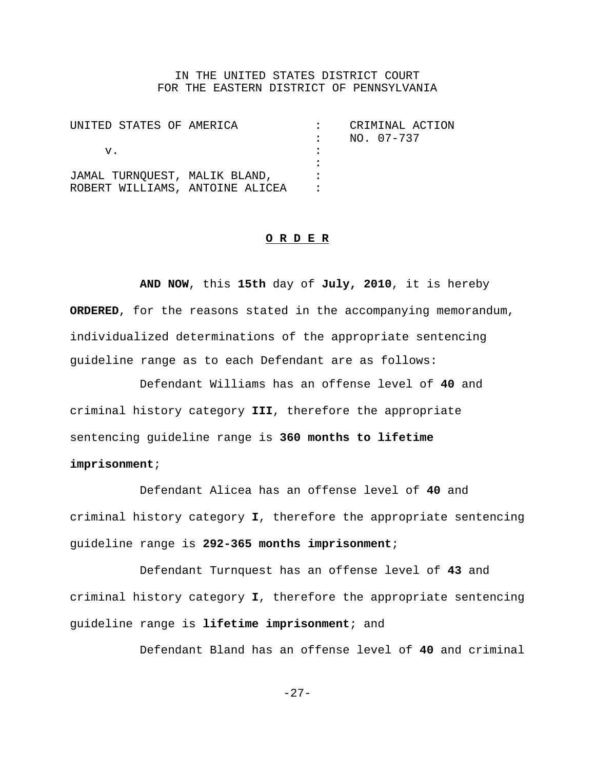IN THE UNITED STATES DISTRICT COURT
FOR THE EASTERN DISTRICT OF PENNSYLVANIA

| | | |
|---|---|---|
| UNITED STATES OF AMERICA | : | CRIMINAL ACTION |
| | : | NO. 07-737 |
| v. | : | |
| | : | |
| JAMAL TURNQUEST, MALIK BLAND, | : | |
| ROBERT WILLIAMS, ANTOINE ALICEA | : | |

**O R D E R**

**AND NOW**, this **15th** day of **July, 2010**, it is hereby **ORDERED**, for the reasons stated in the accompanying memorandum, individualized determinations of the appropriate sentencing guideline range as to each Defendant are as follows:

Defendant Williams has an offense level of **40** and criminal history category **III**, therefore the appropriate sentencing guideline range is **360 months to lifetime imprisonment**;

Defendant Alicea has an offense level of **40** and criminal history category **I**, therefore the appropriate sentencing guideline range is **292-365 months imprisonment**;

Defendant Turnquest has an offense level of **43** and criminal history category **I**, therefore the appropriate sentencing guideline range is **lifetime imprisonment**; and

Defendant Bland has an offense level of **40** and criminal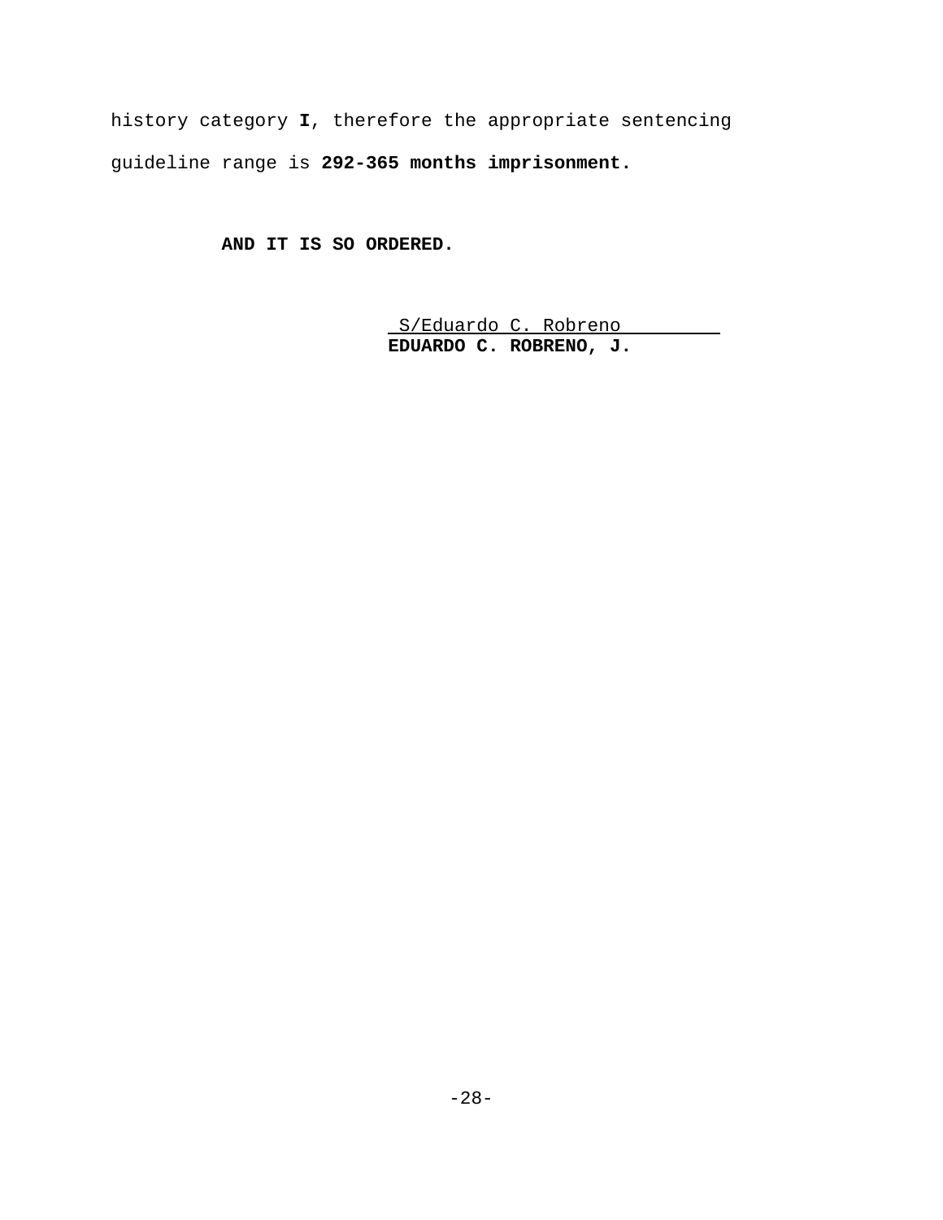history category **I**, therefore the appropriate sentencing guideline range is **292-365 months imprisonment.**

**AND IT IS SO ORDERED.**

S/Eduardo C. Robreno
**EDUARDO C. ROBRENO, J.**